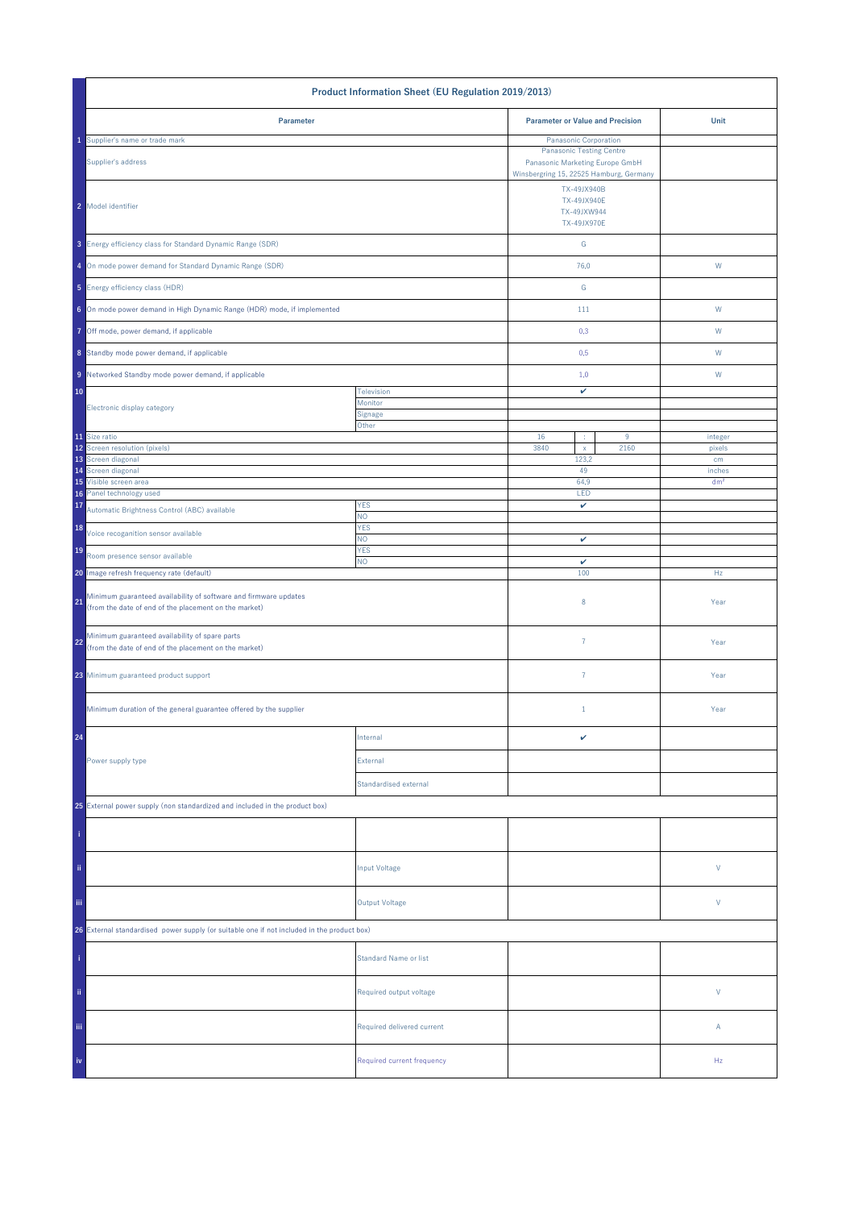| | Product Information Sheet (EU Regulation 2019/2013) | | | | | |
|---|---|---|---|---|---|---|
| | **Parameter** | | **Parameter or Value and Precision** | | | **Unit** |
| 1 | Supplier's name or trade mark | | Panasonic Corporation | | | |
| | Supplier's address | | Panasonic Testing Centre<br>Panasonic Marketing Europe GmbH<br>Winsbergring 15, 22525 Hamburg, Germany | | | |
| 2 | Model identifier | | TX-49JX940B<br>TX-49JX940E<br>TX-49JXW944<br>TX-49JX970E | | | |
| 3 | Energy efficiency class for Standard Dynamic Range (SDR) | | G | | | |
| 4 | On mode power demand for Standard Dynamic Range (SDR) | | 76,0 | | | W |
| 5 | Energy efficiency class (HDR) | | G | | | |
| 6 | On mode power demand in High Dynamic Range (HDR) mode, if implemented | | 111 | | | W |
| 7 | Off mode, power demand, if applicable | | 0,3 | | | W |
| 8 | Standby mode power demand, if applicable | | 0,5 | | | W |
| 9 | Networked Standby mode power demand, if applicable | | 1,0 | | | W |
| 10 | Electronic display category | Television | ✔ | | | |
| | | Monitor | | | | |
| | | Signage | | | | |
| | | Other | | | | |
| 11 | Size ratio | | 16 | : | 9 | integer |
| 12 | Screen resolution (pixels) | | 3840 | x | 2160 | pixels |
| 13 | Screen diagonal | | 123,2 | | | cm |
| 14 | Screen diagonal | | 49 | | | inches |
| 15 | Visible screen area | | 64,9 | | | dm² |
| 16 | Panel technology used | | LED | | | |
| 17 | Automatic Brightness Control (ABC) available | YES | ✔ | | | |
| | | NO | | | | |
| 18 | Voice recoganition sensor available | YES | | | | |
| | | NO | ✔ | | | |
| 19 | Room presence sensor available | YES | | | | |
| | | NO | ✔ | | | |
| 20 | Image refresh frequency rate (default) | | 100 | | | Hz |
| 21 | Minimum guaranteed availability of software and firmware updates (from the date of end of the placement on the market) | | 8 | | | Year |
| 22 | Minimum guaranteed availability of spare parts (from the date of end of the placement on the market) | | 7 | | | Year |
| 23 | Minimum guaranteed product support | | 7 | | | Year |
| | Minimum duration of the general guarantee offered by the supplier | | 1 | | | Year |
| 24 | Power supply type | Internal | ✔ | | | |
| | | External | | | | |
| | | Standardised external | | | | |
| 25 | External power supply (non standardized and included in the product box) | | | | | |
| i | | | | | | |
| ii | | Input Voltage | | | | V |
| iii | | Output Voltage | | | | V |
| 26 | External standardised power supply (or suitable one if not included in the product box) | | | | | |
| i | | Standard Name or list | | | | |
| ii | | Required output voltage | | | | V |
| iii | | Required delivered current | | | | A |
| iv | | Required current frequency | | | | Hz |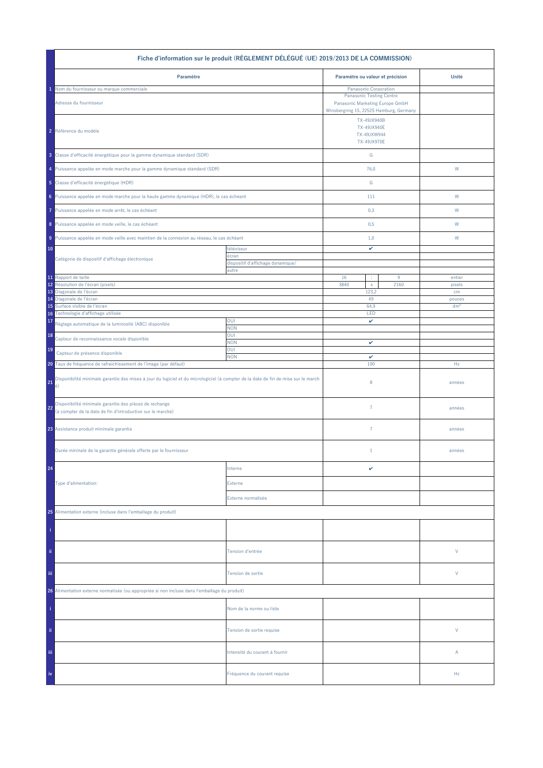| | Fiche d'information sur le produit (RÈGLEMENT DÉLÉGUÉ (UE) 2019/2013 DE LA COMMISSION) | | | | | |
|---|---|---|---|---|---|---|
| | **Paramètre** | | **Paramètre ou valeur et précision** | | | **Unité** |
| 1 | Nom du fournisseur ou marque commerciale | | Panasonic Corporation | | | |
| | Adresse du fournisseur | | Panasonic Testing Centre<br>Panasonic Marketing Europe GmbH<br>Winsbergring 15, 22525 Hamburg, Germany | | | |
| 2 | Référence du modèle | | TX-49JX940B<br>TX-49JX940E<br>TX-49JXW944<br>TX-49JX970E | | | |
| 3 | Classe d'efficacité énergétique pour la gamme dynamique standard (SDR) | | G | | | |
| 4 | Puissance appelée en mode marche pour la gamme dynamique standard (SDR) | | 76,0 | | | W |
| 5 | Classe d'efficacité énergétique (HDR) | | G | | | |
| 6 | Puissance appelée en mode marche pour la haute gamme dynamique (HDR), le cas échéant | | 111 | | | W |
| 7 | Puissance appelée en mode arrêt, le cas échéant | | 0,3 | | | W |
| 8 | Puissance appelée en mode veille, le cas échéant | | 0,5 | | | W |
| 9 | Puissance appelée en mode veille avec maintien de la connexion au réseau, le cas échéant | | 1,0 | | | W |
| 10 | Catégorie de dispositif d'affichage électronique | téléviseur | ✔ | | | |
| | | écran | | | | |
| | | dispositif d'affichage dynamique/ | | | | |
| | | autre | | | | |
| 11 | Rapport de taille | | 16 | : | 9 | entier |
| 12 | Résolution de l'écran (pixels) | | 3840 | x | 2160 | pixels |
| 13 | Diagonale de l'écran | | 123,2 | | | cm |
| 14 | Diagonale de l'écran | | 49 | | | pouces |
| 15 | Surface visible de l'écran | | 64,9 | | | dm² |
| 16 | Technologie d'affichage utilisée | | LED | | | |
| 17 | Réglage automatique de la luminosité (ABC) disponible | OUI | ✔ | | | |
| | | NON | | | | |
| 18 | Capteur de reconnaissance vocale disponible | OUI | | | | |
| | | NON | ✔ | | | |
| 19 | Capteur de présence disponible | OUI | | | | |
| | | NON | ✔ | | | |
| 20 | Taux de fréquence de rafraîchissement de l'image (par défaut) | | 100 | | | Hz |
| 21 | Disponibilité minimale garantie des mises à jour du logiciel et du micrologiciel (à compter de la date de fin de mise sur le marché) | | 8 | | | années |
| 22 | Disponibilité minimale garantie des pièces de rechange (à compter de la date de fin d'introduction sur le marché) | | 7 | | | années |
| 23 | Assistance produit minimale garantie | | 7 | | | années |
| | Durée mininale de la garantie générale offerte par le fournisseur | | 1 | | | années |
| 24 | Type d'alimentation: | Interne | ✔ | | | |
| | | Externe | | | | |
| | | Externe normalisée | | | | |
| 25 | Alimentation externe (incluse dans l'emballage du produit) | | | | | |
| i | | | | | | |
| ii | | Tension d'entrée | | | | V |
| iii | | Tension de sortie | | | | V |
| 26 | Alimentation externe normalisée (ou appropriée si non incluse dans l'emballage du produit) | | | | | |
| i | | Nom de la norme ou liste | | | | |
| ii | | Tension de sortie requise | | | | V |
| iii | | Intensité du courant à fournir | | | | A |
| iv | | Fréquence du courant requise | | | | Hz |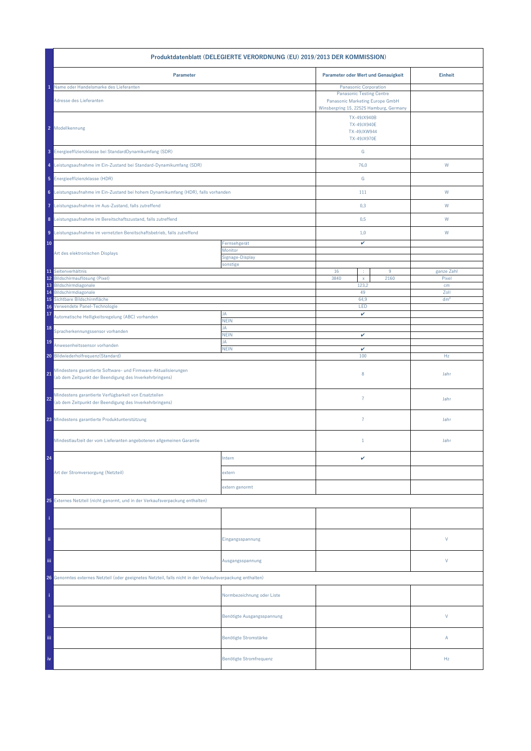| | Produktdatenblatt (DELEGIERTE VERORDNUNG (EU) 2019/2013 DER KOMMISSION) | | | | | |
|---|---|---|---|---|---|---|
| | **Parameter** | | **Parameter oder Wert und Genauigkeit** | | | **Einheit** |
| 1 | Name oder Handelsmarke des Lieferanten | | Panasonic Corporation | | | |
| | Adresse des Lieferanten | | Panasonic Testing Centre<br>Panasonic Marketing Europe GmbH<br>Winsbergring 15, 22525 Hamburg, Germany | | | |
| 2 | Modellkennung | | TX-49JX940B<br>TX-49JX940E<br>TX-49JXW944<br>TX-49JX970E | | | |
| 3 | Energieeffizienzklasse bei StandardDynamikumfang (SDR) | | G | | | |
| 4 | Leistungsaufnahme im Ein-Zustand bei Standard-Dynamikumfang (SDR) | | 76,0 | | | W |
| 5 | Energieeffizienzklasse (HDR) | | G | | | |
| 6 | Leistungsaufnahme im Ein-Zustand bei hohem Dynamikumfang (HDR), falls vorhanden | | 111 | | | W |
| 7 | Leistungsaufnahme im Aus-Zustand, falls zutreffend | | 0,3 | | | W |
| 8 | Leistungsaufnahme im Bereitschaftszustand, falls zutreffend | | 0,5 | | | W |
| 9 | Leistungsaufnahme im vernetzten Bereitschaftsbetrieb, falls zutreffend | | 1,0 | | | W |
| 10 | Art des elektronischen Displays | Fernsehgerät | ✔ | | | |
| | | Monitor | | | | |
| | | Signage-Display | | | | |
| | | sonstige | | | | |
| 11 | Seitenverhältnis | | 16 | : | 9 | ganze Zahl |
| 12 | Bildschirmauflösung (Pixel) | | 3840 | x | 2160 | Pixel |
| 13 | Bildschirmdiagonale | | 123,2 | | | cm |
| 14 | Bildschirmdiagonale | | 49 | | | Zoll |
| 15 | Sichtbare Bildschirmfläche | | 64,9 | | | dm² |
| 16 | Verwendete Panel-Technologie | | LED | | | |
| 17 | Automatische Helligkeitsregelung (ABC) vorhanden | JA | ✔ | | | |
| | | NEIN | | | | |
| 18 | Spracherkennungssensor vorhanden | JA | | | | |
| | | NEIN | ✔ | | | |
| 19 | Anwesenheitssensor vorhanden | JA | | | | |
| | | NEIN | ✔ | | | |
| 20 | Bildwiederholfrequenz(Standard) | | 100 | | | Hz |
| 21 | Mindestens garantierte Software- und Firmware-Aktualisierungen (ab dem Zeitpunkt der Beendigung des Inverkehrbringens) | | 8 | | | Jahr |
| 22 | Mindestens garantierte Verfügbarkeit von Ersatzteilen (ab dem Zeitpunkt der Beendigung des Inverkehrbringens) | | 7 | | | Jahr |
| 23 | Mindestens garantierte Produktunterstützung | | 7 | | | Jahr |
| | Mindestlaufzeit der vom Lieferanten angebotenen allgemeinen Garantie | | 1 | | | Jahr |
| 24 | Art der Stromversorgung (Netzteil) | Intern | ✔ | | | |
| | | extern | | | | |
| | | extern genormt | | | | |
| 25 | Externes Netzteil (nicht genormt, und in der Verkaufsverpackung enthalten) | | | | | |
| i | | | | | | |
| ii | | Eingangsspannung | | | | V |
| iii | | Ausgangsspannung | | | | V |
| 26 | Genormtes externes Netzteil (oder geeignetes Netzteil, falls nicht in der Verkaufsverpackung enthalten) | | | | | |
| i | | Normbezeichnung oder Liste | | | | |
| ii | | Benötigte Ausgangsspannung | | | | V |
| iii | | Benötigte Stromstärke | | | | A |
| iv | | Benötigte Stromfrequenz | | | | Hz |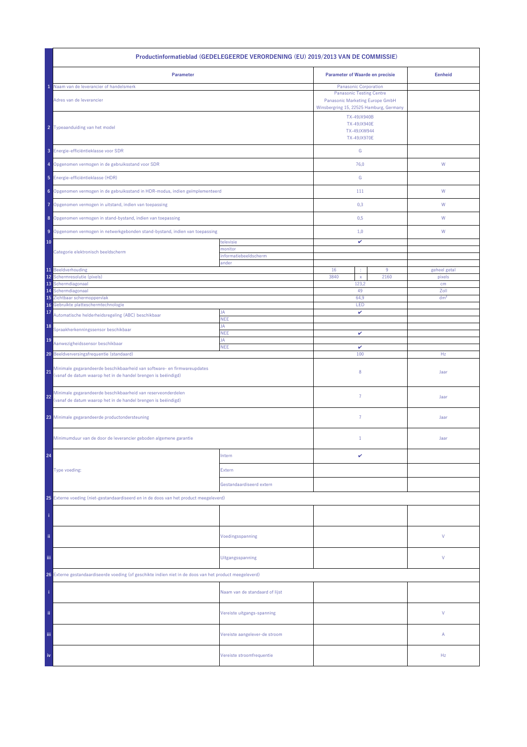## Productinformatieblad (GEDELEGEERDE VERORDENING (EU) 2019/2013 VAN DE COMMISSIE)

| | Parameter | | Parameter of Waarde en precisie | | | Eenheid |
|---|---|---|---|---|---|---|
| 1 | Naam van de leverancier of handelsmerk | | Panasonic Corporation | | | |
| | Adres van de leverancier | | Panasonic Testing Centre<br>Panasonic Marketing Europe GmbH<br>Winsbergring 15, 22525 Hamburg, Germany | | | |
| 2 | Typeaanduiding van het model | | TX-49JX940B<br>TX-49JX940E<br>TX-49JXW944<br>TX-49JX970E | | | |
| 3 | Energie-efficiëntieklasse voor SDR | | G | | | |
| 4 | Opgenomen vermogen in de gebruiksstand voor SDR | | 76,0 | | | W |
| 5 | Energie-efficiëntieklasse (HDR) | | G | | | |
| 6 | Opgenomen vermogen in de gebruiksstand in HDR-modus, indien geïmplementeerd | | 111 | | | W |
| 7 | Opgenomen vermogen in uitstand, indien van toepassing | | 0,3 | | | W |
| 8 | Opgenomen vermogen in stand-bystand, indien van toepassing | | 0,5 | | | W |
| 9 | Opgenomen vermogen in netwerkgebonden stand-bystand, indien van toepassing | | 1,0 | | | W |
| 10 | Categorie elektronisch beeldscherm | televisie | ✔ | | | |
| | | monitor | | | | |
| | | informatiebeeldscherm | | | | |
| | | ander | | | | |
| 11 | Beeldverhouding | | 16 | : | 9 | geheel getal |
| 12 | Schermresolutie (pixels) | | 3840 | x | 2160 | pixels |
| 13 | Schermdiagonaal | | 123,2 | | | cm |
| 14 | Schermdiagonaal | | 49 | | | Zoll |
| 15 | Zichtbaar schermoppervlak | | 64,9 | | | dm² |
| 16 | Gebruikte plattescherm­technologie | | LED | | | |
| 17 | Automatische helderheidsregeling (ABC) beschikbaar | JA | ✔ | | | |
| | | NEE | | | | |
| 18 | Spraakherkenningssensor beschikbaar | JA | | | | |
| | | NEE | ✔ | | | |
| 19 | Aanwezigheidssensor beschikbaar | JA | | | | |
| | | NEE | ✔ | | | |
| 20 | Beeldverversingsfrequentie (standaard) | | 100 | | | Hz |
| 21 | Minimale gegarandeerde beschikbaarheid van software- en firmwareupdates (vanaf de datum waarop het in de handel brengen is beëindigd) | | 8 | | | Jaar |
| 22 | Minimale gegarandeerde beschikbaarheid van reserveonderdelen (vanaf de datum waarop het in de handel brengen is beëindigd) | | 7 | | | Jaar |
| 23 | Minimale gegarandeerde productondersteuning | | 7 | | | Jaar |
| | Minimumduur van de door de leverancier geboden algemene garantie | | 1 | | | Jaar |
| 24 | Type voeding: | Intern | ✔ | | | |
| | | Extern | | | | |
| | | Gestandaardiseerd extern | | | | |
| 25 | Externe voeding (niet-gestandaardiseerd en in de doos van het product meegeleverd) | | | | | |
| i | | | | | | |
| ii | | Voedingsspanning | | | | V |
| iii | | Uitgangsspanning | | | | V |
| 26 | Externe gestandaardiseerde voeding (of geschikte indien niet in de doos van het product meegeleverd) | | | | | |
| i | | Naam van de standaard of lijst | | | | |
| ii | | Vereiste uitgangs-spanning | | | | V |
| iii | | Vereiste aangelever-de stroom | | | | A |
| iv | | Vereiste stroomfrequentie | | | | Hz |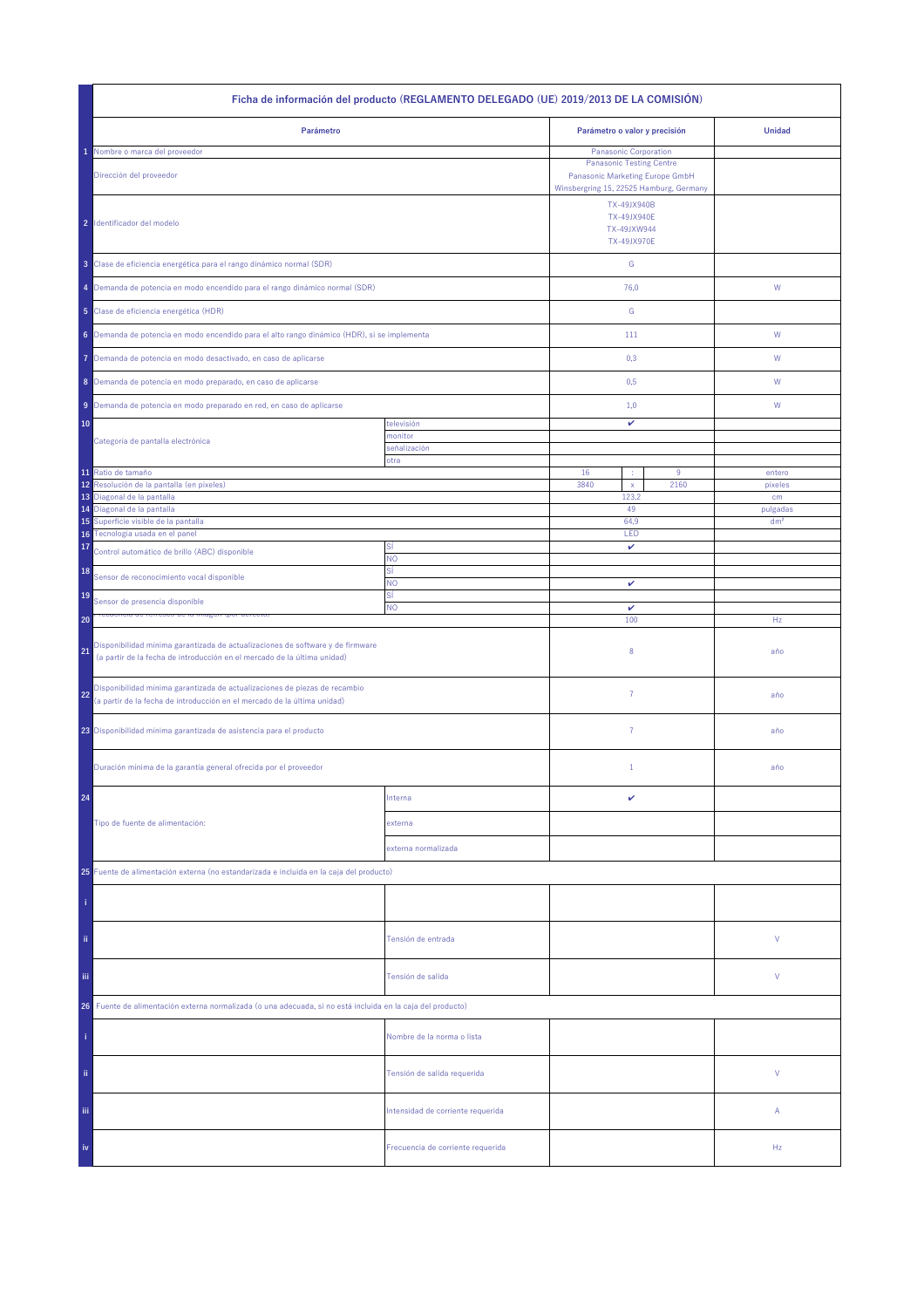| | Ficha de información del producto (REGLAMENTO DELEGADO (UE) 2019/2013 DE LA COMISIÓN) | | | | | |
|---|---|---|---|---|---|---|
| | **Parámetro** | | **Parámetro o valor y precisión** | | | **Unidad** |
| 1 | Nombre o marca del proveedor | | Panasonic Corporation | | | |
| | Dirección del proveedor | | Panasonic Testing Centre<br>Panasonic Marketing Europe GmbH<br>Winsbergring 15, 22525 Hamburg, Germany | | | |
| 2 | Identificador del modelo | | TX-49JX940B<br>TX-49JX940E<br>TX-49JXW944<br>TX-49JX970E | | | |
| 3 | Clase de eficiencia energética para el rango dinámico normal (SDR) | | G | | | |
| 4 | Demanda de potencia en modo encendido para el rango dinámico normal (SDR) | | 76,0 | | | W |
| 5 | Clase de eficiencia energética (HDR) | | G | | | |
| 6 | Demanda de potencia en modo encendido para el alto rango dinámico (HDR), si se implementa | | 111 | | | W |
| 7 | Demanda de potencia en modo desactivado, en caso de aplicarse | | 0,3 | | | W |
| 8 | Demanda de potencia en modo preparado, en caso de aplicarse | | 0,5 | | | W |
| 9 | Demanda de potencia en modo preparado en red, en caso de aplicarse | | 1,0 | | | W |
| 10 | Categoría de pantalla electrónica | televisión | ✔ | | | |
| | | monitor | | | | |
| | | señalización | | | | |
| | | otra | | | | |
| 11 | Ratio de tamaño | | 16 | : | 9 | entero |
| 12 | Resolución de la pantalla (en píxeles) | | 3840 | x | 2160 | píxeles |
| 13 | Diagonal de la pantalla | | 123,2 | | | cm |
| 14 | Diagonal de la pantalla | | 49 | | | pulgadas |
| 15 | Superficie visible de la pantalla | | 64,9 | | | dm² |
| 16 | Tecnología usada en el panel | | LED | | | |
| 17 | Control automático de brillo (ABC) disponible | SÍ | ✔ | | | |
| | | NO | | | | |
| 18 | Sensor de reconocimiento vocal disponible | SÍ | | | | |
| | | NO | ✔ | | | |
| 19 | Sensor de presencia disponible | SÍ | | | | |
| | | NO | ✔ | | | |
| 20 | Frecuencia de refresco de la imagen (por defecto) | | 100 | | | Hz |
| 21 | Disponibilidad mínima garantizada de actualizaciones de software y de firmware (a partir de la fecha de introducción en el mercado de la última unidad) | | 8 | | | año |
| 22 | Disponibilidad mínima garantizada de actualizaciones de piezas de recambio (a partir de la fecha de introducción en el mercado de la última unidad) | | 7 | | | año |
| 23 | Disponibilidad mínima garantizada de asistencia para el producto | | 7 | | | año |
| | Duración mínima de la garantía general ofrecida por el proveedor | | 1 | | | año |
| 24 | Tipo de fuente de alimentación: | Interna | ✔ | | | |
| | | externa | | | | |
| | | externa normalizada | | | | |
| 25 | Fuente de alimentación externa (no estandarizada e incluida en la caja del producto) | | | | | |
| i | | | | | | |
| ii | | Tensión de entrada | | | | V |
| iii | | Tensión de salida | | | | V |
| 26 | Fuente de alimentación externa normalizada (o una adecuada, si no está incluida en la caja del producto) | | | | | |
| i | | Nombre de la norma o lista | | | | |
| ii | | Tensión de salida requerida | | | | V |
| iii | | Intensidad de corriente requerida | | | | A |
| iv | | Frecuencia de corriente requerida | | | | Hz |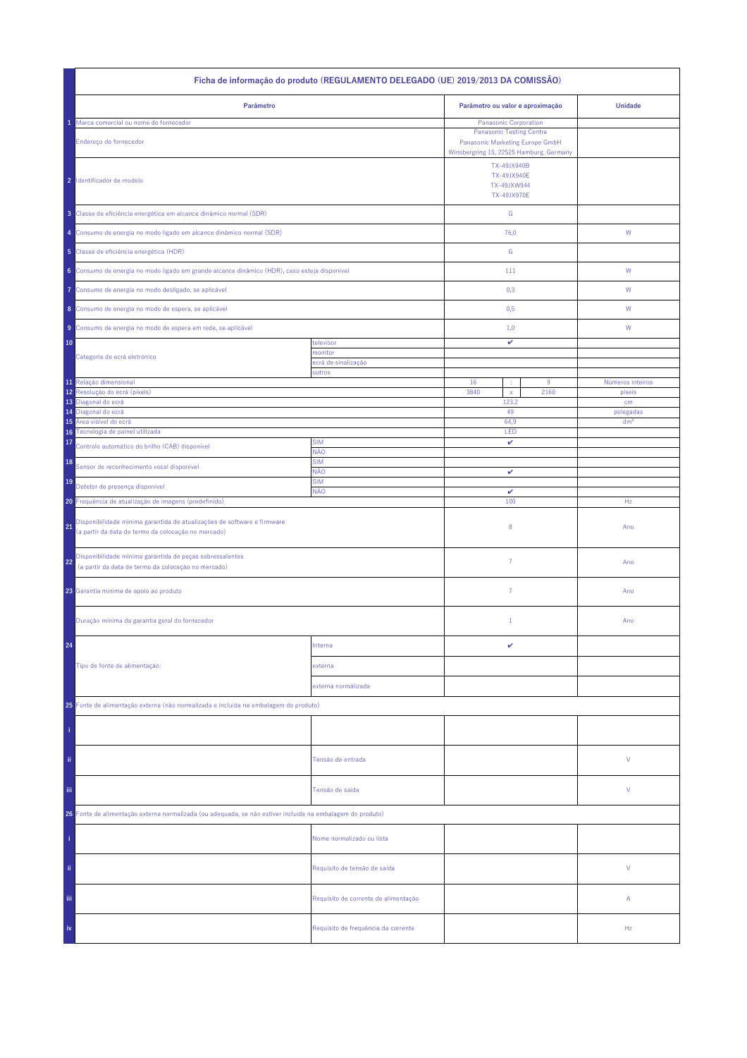# Ficha de informação do produto (REGULAMENTO DELEGADO (UE) 2019/2013 DA COMISSÃO)

| | Parâmetro | | Parâmetro ou valor e aproximação | | | Unidade |
|---|---|---|---|---|---|---|
| 1 | Marca comercial ou nome do fornecedor | | Panasonic Corporation | | | |
| | Endereço do fornecedor | | Panasonic Testing Centre<br>Panasonic Marketing Europe GmbH<br>Winsbergring 15, 22525 Hamburg, Germany | | | |
| 2 | Identificador de modelo | | TX-49JX940B<br>TX-49JX940E<br>TX-49JXW944<br>TX-49JX970E | | | |
| 3 | Classe de eficiência energética em alcance dinâmico normal (SDR) | | G | | | |
| 4 | Consumo de energia no modo ligado em alcance dinâmico normal (SDR) | | 76,0 | | | W |
| 5 | Classe de eficiência energética (HDR) | | G | | | |
| 6 | Consumo de energia no modo ligado em grande alcance dinâmico (HDR), caso esteja disponível | | 111 | | | W |
| 7 | Consumo de energia no modo desligado, se aplicável | | 0,3 | | | W |
| 8 | Consumo de energia no modo de espera, se aplicável | | 0,5 | | | W |
| 9 | Consumo de energia no modo de espera em rede, se aplicável | | 1,0 | | | W |
| 10 | Categoria de ecrã eletrónico | televisor | ✔ | | | |
| | | monitor | | | | |
| | | ecrã de sinalização | | | | |
| | | outros | | | | |
| 11 | Relação dimensional | | 16 | : | 9 | Números inteiros |
| 12 | Resolução do ecrã (píxeis) | | 3840 | x | 2160 | píxeis |
| 13 | Diagonal do ecrã | | 123,2 | | | cm |
| 14 | Diagonal do ecrã | | 49 | | | polegadas |
| 15 | Área visível do ecrã | | 64,9 | | | dm² |
| 16 | Tecnologia de painel utilizada | | LED | | | |
| 17 | Controlo automático do brilho (CAB) disponível | SIM | ✔ | | | |
| | | NÃO | | | | |
| 18 | Sensor de reconhecimento vocal disponível | SIM | | | | |
| | | NÃO | ✔ | | | |
| 19 | Detetor de presença disponível | SIM | | | | |
| | | NÃO | ✔ | | | |
| 20 | Frequência de atualização de imagens (predefinido) | | 100 | | | Hz |
| 21 | Disponibilidade mínima garantida de atualizações de software e firmware<br>(a partir da data de termo da colocação no mercado) | | 8 | | | Ano |
| 22 | Disponibilidade mínima garantida de peças sobresselentes<br>(a partir da data de termo da colocação no mercado) | | 7 | | | Ano |
| 23 | Garantia mínima de apoio ao produto | | 7 | | | Ano |
| | Duração mínima da garantia geral do fornecedor | | 1 | | | Ano |
| 24 | Tipo de fonte de alimentação: | Interna | ✔ | | | |
| | | externa | | | | |
| | | externa normalizada | | | | |
| 25 | Fonte de alimentação externa (não normalizada e incluída na embalagem do produto) | | | | | |
| i | | | | | | |
| ii | | Tensão de entrada | | | | V |
| iii | | Tensão de saída | | | | V |
| 26 | Fonte de alimentação externa normalizada (ou adequada, se não estiver incluída na embalagem do produto) | | | | | |
| i | | Nome normalizado ou lista | | | | |
| ii | | Requisito de tensão de saída | | | | V |
| iii | | Requisito de corrente de alimentação | | | | A |
| iv | | Requisito de frequência da corrente | | | | Hz |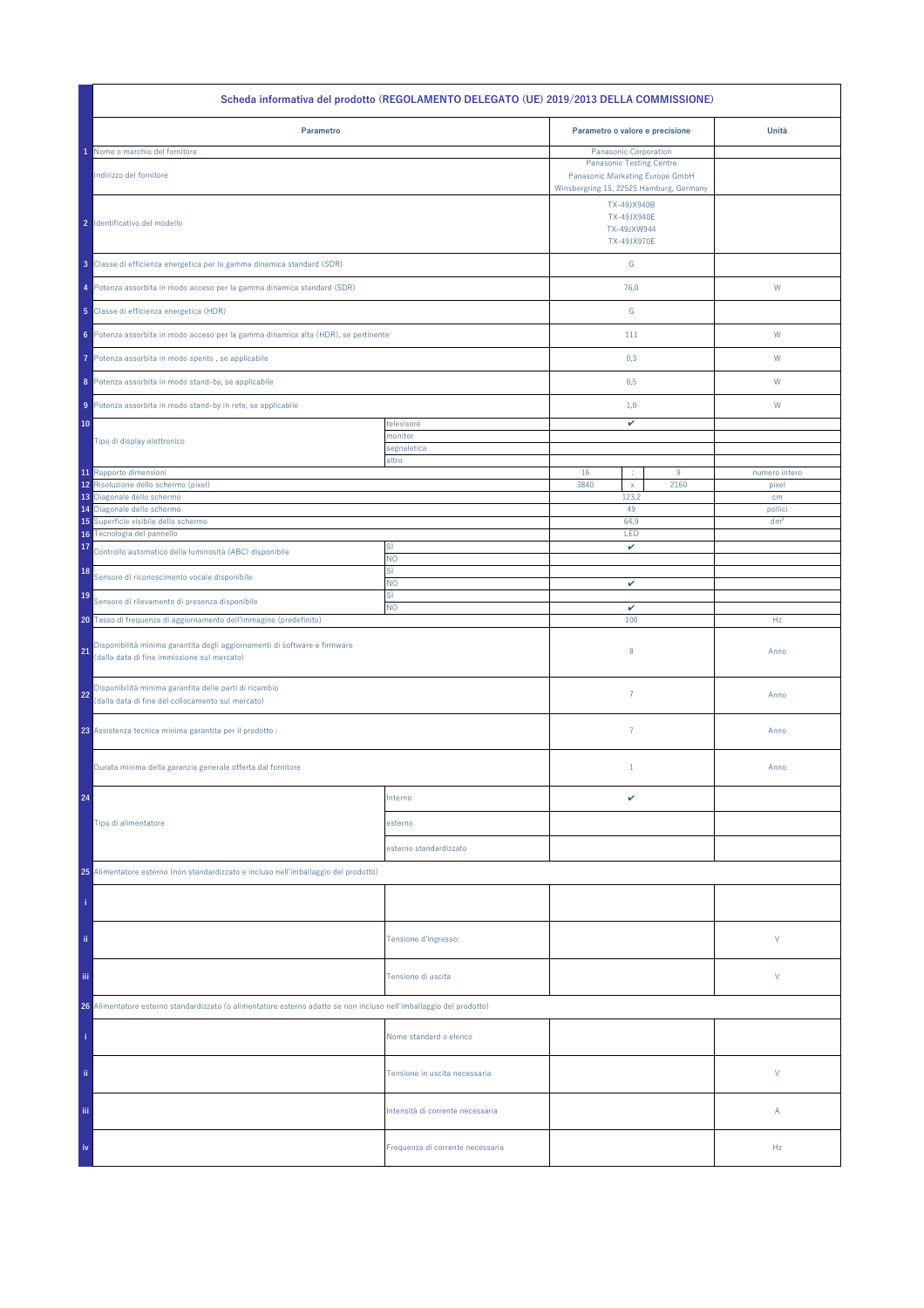| | Scheda informativa del prodotto (REGOLAMENTO DELEGATO (UE) 2019/2013 DELLA COMMISSIONE) | | | | | |
|---|---|---|---|---|---|---|
| | **Parametro** | | **Parametro o valore e precisione** | | | **Unità** |
| 1 | Nome o marchio del fornitore | | Panasonic Corporation | | | |
| | Indirizzo del fornitore | | Panasonic Testing Centre<br>Panasonic Marketing Europe GmbH<br>Winsbergring 15, 22525 Hamburg, Germany | | | |
| 2 | Identificativo del modello | | TX-49JX940B<br>TX-49JX940E<br>TX-49JXW944<br>TX-49JX970E | | | |
| 3 | Classe di efficienza energetica per la gamma dinamica standard (SDR) | | G | | | |
| 4 | Potenza assorbita in modo acceso per la gamma dinamica standard (SDR) | | 76,0 | | | W |
| 5 | Classe di efficienza energetica (HDR) | | G | | | |
| 6 | Potenza assorbita in modo acceso per la gamma dinamica alta (HDR), se pertinente | | 111 | | | W |
| 7 | Potenza assorbita in modo spento , se applicabile | | 0,3 | | | W |
| 8 | Potenza assorbita in modo stand-by, se applicabile | | 0,5 | | | W |
| 9 | Potenza assorbita in modo stand-by in rete, se applicabile | | 1,0 | | | W |
| 10 | Tipo di display elettronico | televisore | ✔ | | | |
| | | monitor | | | | |
| | | segnaletica | | | | |
| | | altro | | | | |
| 11 | Rapporto dimensioni | | 16 | : | 9 | numero intero |
| 12 | Risoluzione dello schermo (pixel) | | 3840 | x | 2160 | pixel |
| 13 | Diagonale dello schermo | | 123,2 | | | cm |
| 14 | Diagonale dello schermo | | 49 | | | pollici |
| 15 | Superficie visibile dello schermo | | 64,9 | | | dm² |
| 16 | Tecnologia del pannello | | LED | | | |
| 17 | Controllo automatico della luminosità (ABC) disponibile | SÌ | ✔ | | | |
| | | NO | | | | |
| 18 | Sensore di riconoscimento vocale disponibile | SÌ | | | | |
| | | NO | ✔ | | | |
| 19 | Sensore di rilevamento di presenza disponibile | SÌ | | | | |
| | | NO | ✔ | | | |
| 20 | Tasso di frequenza di aggiornamento dell'immagine (predefinito) | | 100 | | | Hz |
| 21 | Disponibilità minima garantita degli aggiornamenti di software e firmware (dalla data di fine immissione sul mercato) | | 8 | | | Anno |
| 22 | Disponibilità minima garantita delle parti di ricambio (dalla data di fine del collocamento sul mercato) | | 7 | | | Anno |
| 23 | Assistenza tecnica minima garantita per il prodotto : | | 7 | | | Anno |
| | Durata minima della garanzia generale offerta dal fornitore | | 1 | | | Anno |
| 24 | Tipo di alimentatore | Interno | ✔ | | | |
| | | esterno | | | | |
| | | esterno standardizzato | | | | |
| 25 | Alimentatore esterno (non standardizzato e incluso nell'imballaggio del prodotto) | | | | | |
| i | | | | | | |
| ii | | Tensione d'ingresso: | | | | V |
| iii | | Tensione di uscita | | | | V |
| 26 | Alimentatore esterno standardizzato (o alimentatore esterno adatto se non incluso nell'imballaggio del prodotto) | | | | | |
| i | | Nome standard o elenco | | | | |
| ii | | Tensione in uscita necessaria | | | | V |
| iii | | Intensità di corrente necessaria | | | | A |
| iv | | Frequenza di corrente necessaria | | | | Hz |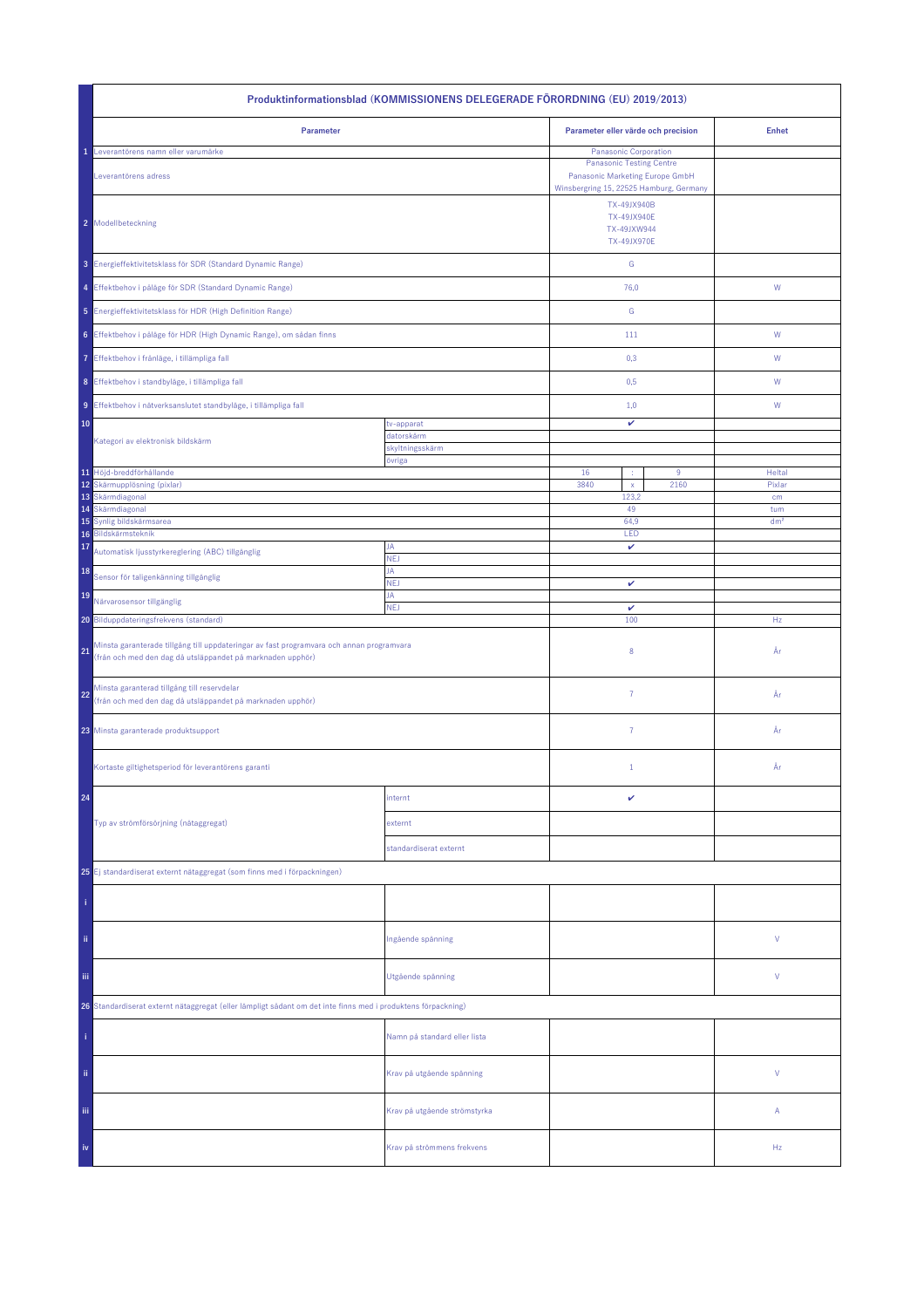| | Produktinformationsblad (KOMMISSIONENS DELEGERADE FÖRORDNING (EU) 2019/2013) | | | | | |
|---|---|---|---|---|---|---|
| | **Parameter** | | **Parameter eller värde och precision** | | | **Enhet** |
| 1 | Leverantörens namn eller varumärke | | Panasonic Corporation | | | |
| | Leverantörens adress | | Panasonic Testing Centre<br>Panasonic Marketing Europe GmbH<br>Winsbergring 15, 22525 Hamburg, Germany | | | |
| 2 | Modellbeteckning | | TX-49JX940B<br>TX-49JX940E<br>TX-49JXW944<br>TX-49JX970E | | | |
| 3 | Energieffektivitetsklass för SDR (Standard Dynamic Range) | | G | | | |
| 4 | Effektbehov i påläge för SDR (Standard Dynamic Range) | | 76,0 | | | W |
| 5 | Energieffektivitetsklass för HDR (High Definition Range) | | G | | | |
| 6 | Effektbehov i påläge för HDR (High Dynamic Range), om sådan finns | | 111 | | | W |
| 7 | Effektbehov i frånläge, i tillämpliga fall | | 0,3 | | | W |
| 8 | Effektbehov i standbyläge, i tillämpliga fall | | 0,5 | | | W |
| 9 | Effektbehov i nätverksanslutet standbyläge, i tillämpliga fall | | 1,0 | | | W |
| 10 | Kategori av elektronisk bildskärm | tv-apparat | ✔ | | | |
| | | datorskärm | | | | |
| | | skyltningsskärm | | | | |
| | | övriga | | | | |
| 11 | Höjd-breddförhållande | | 16 | : | 9 | Heltal |
| 12 | Skärmupplösning (pixlar) | | 3840 | x | 2160 | Pixlar |
| 13 | Skärmdiagonal | | 123,2 | | | cm |
| 14 | Skärmdiagonal | | 49 | | | tum |
| 15 | Synlig bildskärmsarea | | 64,9 | | | dm² |
| 16 | Bildskärmsteknik | | LED | | | |
| 17 | Automatisk ljusstyrkereglering (ABC) tillgänglig | JA | ✔ | | | |
| | | NEJ | | | | |
| 18 | Sensor för taligenkänning tillgänglig | JA | | | | |
| | | NEJ | ✔ | | | |
| 19 | Närvarosensor tillgänglig | JA | | | | |
| | | NEJ | ✔ | | | |
| 20 | Bilduppdateringsfrekvens (standard) | | 100 | | | Hz |
| 21 | Minsta garanterade tillgång till uppdateringar av fast programvara och annan programvara (från och med den dag då utsläppandet på marknaden upphör) | | 8 | | | År |
| 22 | Minsta garanterad tillgång till reservdelar (från och med den dag då utsläppandet på marknaden upphör) | | 7 | | | År |
| 23 | Minsta garanterade produktsupport | | 7 | | | År |
| | Kortaste giltighetsperiod för leverantörens garanti | | 1 | | | År |
| 24 | Typ av strömförsörjning (nätaggregat) | internt | ✔ | | | |
| | | externt | | | | |
| | | standardiserat externt | | | | |
| 25 | Ej standardiserat externt nätaggregat (som finns med i förpackningen) | | | | | |
| i | | | | | | |
| ii | | Ingående spänning | | | | V |
| iii | | Utgående spänning | | | | V |
| 26 | Standardiserat externt nätaggregat (eller lämpligt sådant om det inte finns med i produktens förpackning) | | | | | |
| i | | Namn på standard eller lista | | | | |
| ii | | Krav på utgående spänning | | | | V |
| iii | | Krav på utgående strömstyrka | | | | A |
| iv | | Krav på strömmens frekvens | | | | Hz |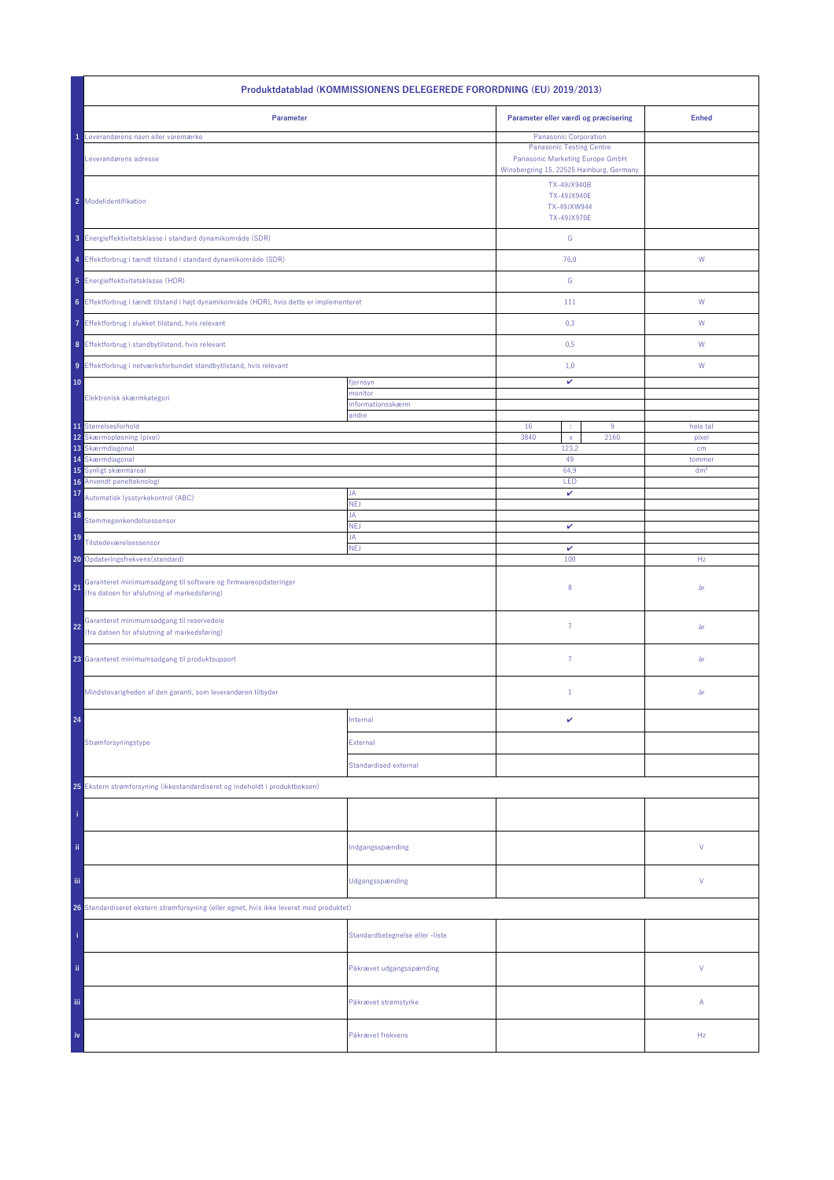| | Produktdatablad (KOMMISSIONENS DELEGEREDE FORORDNING (EU) 2019/2013) | | | | | |
|---|---|---|---|---|---|---|
| | **Parameter** | | **Parameter eller værdi og præcisering** | | | **Enhed** |
| 1 | Leverandørens navn eller varemærke | | Panasonic Corporation | | | |
| | Leverandørens adresse | | Panasonic Testing Centre<br>Panasonic Marketing Europe GmbH<br>Winsbergring 15, 22525 Hamburg, Germany | | | |
| 2 | Modelidentifikation | | TX-49JX940B<br>TX-49JX940E<br>TX-49JXW944<br>TX-49JX970E | | | |
| 3 | Energieffektivitetsklasse i standard dynamikområde (SDR) | | G | | | |
| 4 | Effektforbrug i tændt tilstand i standard dynamikområde (SDR) | | 76,0 | | | W |
| 5 | Energieffektivitetsklasse (HDR) | | G | | | |
| 6 | Effektforbrug i tændt tilstand i højt dynamikområde (HDR), hvis dette er implementeret | | 111 | | | W |
| 7 | Effektforbrug i slukket tilstand, hvis relevant | | 0,3 | | | W |
| 8 | Effektforbrug i standbytilstand, hvis relevant | | 0,5 | | | W |
| 9 | Effektforbrug i netværksforbundet standbytilstand, hvis relevant | | 1,0 | | | W |
| 10 | Elektronisk skærmkategori | fjernsyn | ✔ | | | |
| | | monitor | | | | |
| | | informationsskærm | | | | |
| | | andre | | | | |
| 11 | Størrelsesforhold | | 16 | : | 9 | hele tal |
| 12 | Skærmopløsning (pixel) | | 3840 | x | 2160 | pixel |
| 13 | Skærmdiagonal | | 123,2 | | | cm |
| 14 | Skærmdiagonal | | 49 | | | tommer |
| 15 | Synligt skærmareal | | 64,9 | | | dm² |
| 16 | Anvendt panelteknologi | | LED | | | |
| 17 | Automatisk lysstyrkekontrol (ABC) | JA | ✔ | | | |
| | | NEJ | | | | |
| 18 | Stemmegenkendelsessensor | JA | | | | |
| | | NEJ | ✔ | | | |
| 19 | Tilstedeværelsessensor | JA | | | | |
| | | NEJ | ✔ | | | |
| 20 | Opdateringsfrekvens(standard) | | 100 | | | Hz |
| 21 | Garanteret minimumsadgang til software og firmwareopdateringer<br>(fra datoen for afslutning af markedsføring) | | 8 | | | år |
| 22 | Garanteret minimumsadgang til reservedele<br>(fra datoen for afslutning af markedsføring) | | 7 | | | år |
| 23 | Garanteret minimumsadgang til produktsupport | | 7 | | | år |
| | Mindstevarigheden af den garanti, som leverandøren tilbyder | | 1 | | | år |
| 24 | Strømforsyningstype | Internal | ✔ | | | |
| | | External | | | | |
| | | Standardised external | | | | |
| 25 | Ekstern strømforsyning (ikkestandardiseret og indeholdt i produktboksen) | | | | | |
| i | | | | | | |
| ii | | Indgangsspænding | | | | V |
| iii | | Udgangsspænding | | | | V |
| 26 | Standardiseret ekstern strømforsyning (eller egnet, hvis ikke leveret med produktet) | | | | | |
| i | | Standardbetegnelse eller -liste | | | | |
| ii | | Påkrævet udgangsspænding | | | | V |
| iii | | Påkrævet strømstyrke | | | | A |
| iv | | Påkrævet frekvens | | | | Hz |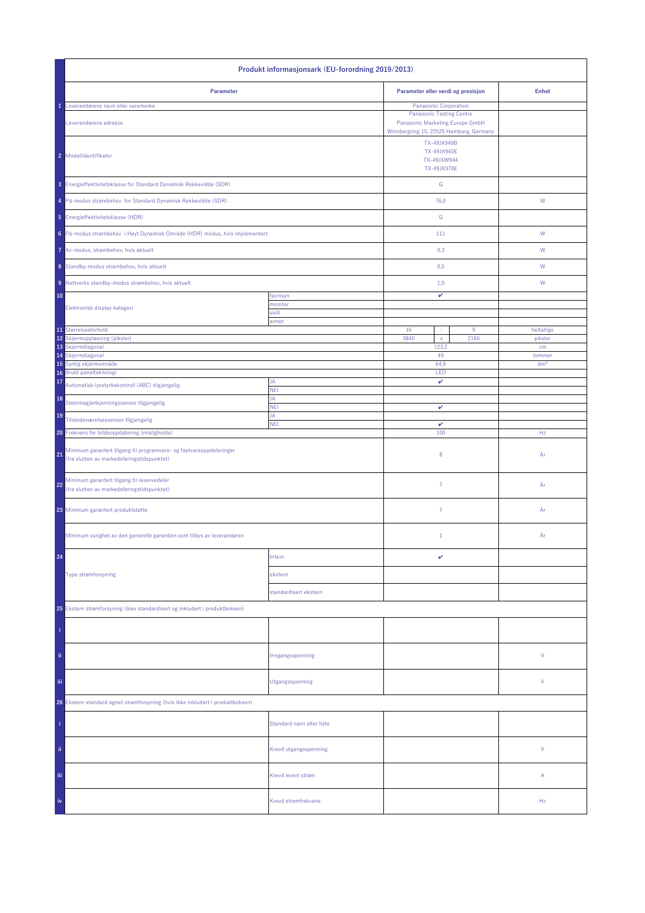| | Produkt informasjonsark (EU-forordning 2019/2013) | | | | | |
|---|---|---|---|---|---|---|
| | **Parameter** | | **Parameter eller verdi og presisjon** | | | **Enhet** |
| 1 | Leverandørens navn eller varemerke | | Panasonic Corporation | | | |
| | Leverandørens adresse | | Panasonic Testing Centre<br>Panasonic Marketing Europe GmbH<br>Winsbergring 15, 22525 Hamburg, Germany | | | |
| 2 | Modellidentifikator | | TX-49JX940B<br>TX-49JX940E<br>TX-49JXW944<br>TX-49JX970E | | | |
| 3 | Energieffektivitetsklasse for Standard Dynamisk Rekkevidde (SDR) | | G | | | |
| 4 | På-modus strømbehov for Standard Dynamisk Rekkevidde (SDR) | | 76,0 | | | W |
| 5 | Energieffektivitetsklasse (HDR) | | G | | | |
| 6 | På-modus strømbehov i Høyt Dynamisk Område (HDR) modus, hvis implementert | | 111 | | | W |
| 7 | Av-modus, strømbehov, hvis aktuelt | | 0,3 | | | W |
| 8 | Standby-modus strømbehov, hvis aktuelt | | 0,5 | | | W |
| 9 | Nettverks standby-modus strømbehov, hvis aktuelt | | 1,0 | | | W |
| 10 | Elektronisk display kategori | fjernsyn | ✔ | | | |
| | | monitor | | | | |
| | | skilt | | | | |
| | | annet | | | | |
| 11 | Størrelsesforhold | | 16 | : | 9 | heltallige |
| 12 | Skjermoppløsning (piksler) | | 3840 | x | 2160 | piksler |
| 13 | Skjermdiagonal | | 123,2 | | | cm |
| 14 | Skjermdiagonal | | 49 | | | tommer |
| 15 | Synlig skjermområde | | 64,9 | | | dm² |
| 16 | Brukt panelteknologi | | LED | | | |
| 17 | Automatisk lysstyrkekontroll (ABC) tilgjengelig | JA | ✔ | | | |
| | | NEI | | | | |
| 18 | Stemmegjenkjenningssensor tilgjengelig | JA | | | | |
| | | NEI | ✔ | | | |
| 19 | Tilstedeværelsessensor tilgjengelig | JA | | | | |
| | | NEI | ✔ | | | |
| 20 | Frekvens for bildeoppdatering (misligholde) | | 100 | | | Hz |
| 21 | Minimum garantert tilgang til programvare- og fastvareoppdateringer (fra slutten av markedsføringstidspunktet) | | 8 | | | År |
| 22 | Minimum garantert tilgang til reservedeler (fra slutten av markedsføringstidspunktet) | | 7 | | | År |
| 23 | Minimum garantert produktstøtte | | 7 | | | År |
| | Minimum varighet av den generelle garantien som tilbys av leverandøren | | 1 | | | År |
| 24 | Type strømforsyning | Intern | ✔ | | | |
| | | ekstern | | | | |
| | | standardisert ekstern | | | | |
| 25 | Ekstern strømforsyning (ikke standardisert og inkludert i produktboksen) | | | | | |
| i | | | | | | |
| ii | | Inngangsspenning | | | | V |
| iii | | Utgangsspenning | | | | V |
| 26 | Ekstern standard egnet strømforsyning (hvis ikke inkludert i produktboksen) | | | | | |
| i | | Standard navn eller liste | | | | |
| ii | | Krevd utgangsspenning | | | | V |
| iii | | Krevd levert strøm | | | | A |
| iv | | Krevd strømfrekvens | | | | Hz |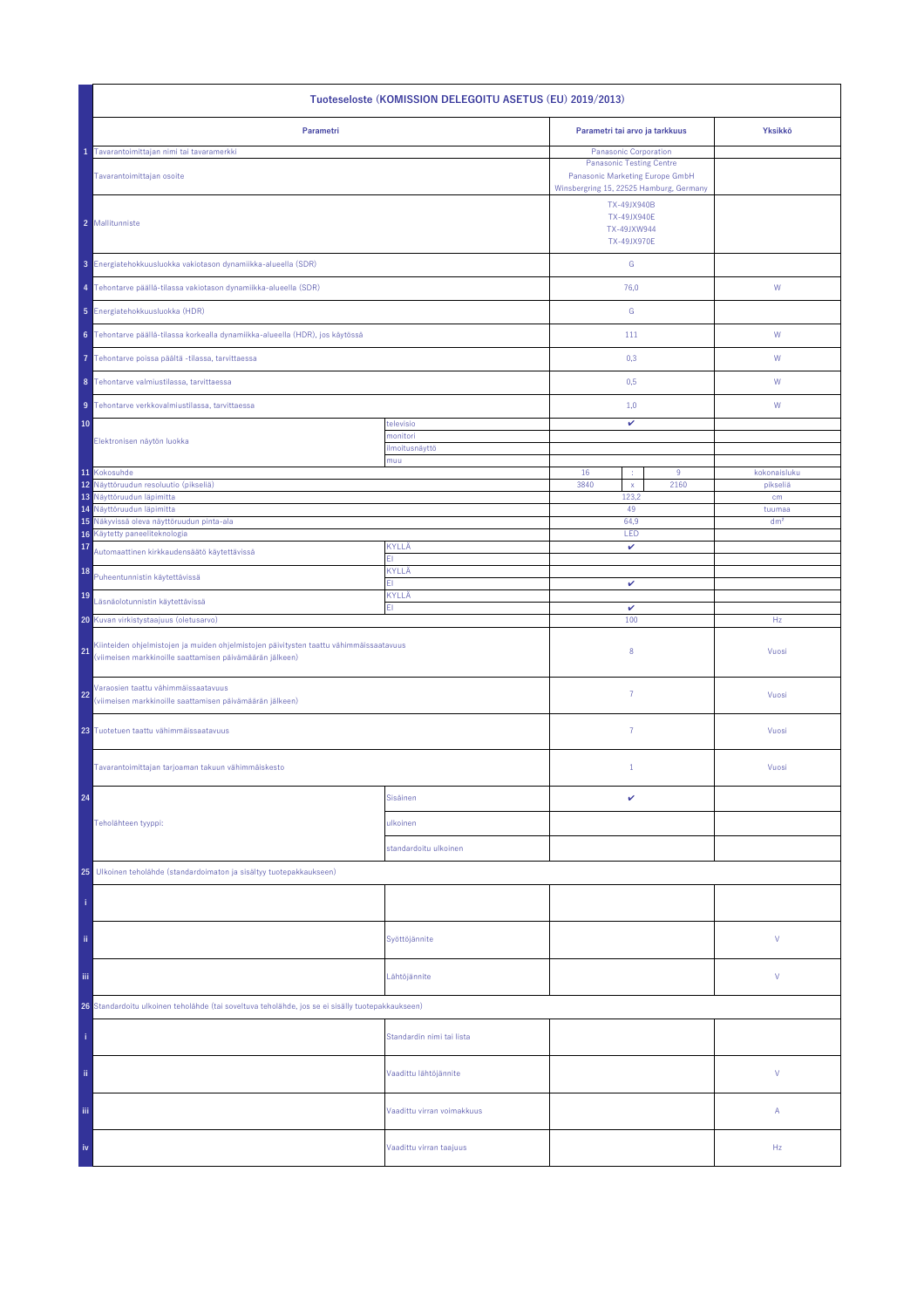| | Tuoteseloste (KOMISSION DELEGOITU ASETUS (EU) 2019/2013) | | | | | |
|---|---|---|---|---|---|---|
| | **Parametri** | | **Parametri tai arvo ja tarkkuus** | | | **Yksikkö** |
| 1 | Tavarantoimittajan nimi tai tavaramerkki | | Panasonic Corporation | | | |
| | Tavarantoimittajan osoite | | Panasonic Testing Centre<br>Panasonic Marketing Europe GmbH<br>Winsbergring 15, 22525 Hamburg, Germany | | | |
| 2 | Mallitunniste | | TX-49JX940B<br>TX-49JX940E<br>TX-49JXW944<br>TX-49JX970E | | | |
| 3 | Energiatehokkuusluokka vakiotason dynamiikka-alueella (SDR) | | G | | | |
| 4 | Tehontarve päällä-tilassa vakiotason dynamiikka-alueella (SDR) | | 76,0 | | | W |
| 5 | Energiatehokkuusluokka (HDR) | | G | | | |
| 6 | Tehontarve päällä-tilassa korkealla dynamiikka-alueella (HDR), jos käytössä | | 111 | | | W |
| 7 | Tehontarve poissa päältä -tilassa, tarvittaessa | | 0,3 | | | W |
| 8 | Tehontarve valmiustilassa, tarvittaessa | | 0,5 | | | W |
| 9 | Tehontarve verkkovalmiustilassa, tarvittaessa | | 1,0 | | | W |
| 10 | Elektronisen näytön luokka | televisio | ✔ | | | |
| | | monitori | | | | |
| | | ilmoitusnäyttö | | | | |
| | | muu | | | | |
| 11 | Kokosuhde | | 16 | : | 9 | kokonaisluku |
| 12 | Näyttöruudun resoluutio (pikseliä) | | 3840 | x | 2160 | pikseliä |
| 13 | Näyttöruudun läpimitta | | 123,2 | | | cm |
| 14 | Näyttöruudun läpimitta | | 49 | | | tuumaa |
| 15 | Näkyvissä oleva näyttöruudun pinta-ala | | 64,9 | | | dm² |
| 16 | Käytetty paneeliteknologia | | LED | | | |
| 17 | Automaattinen kirkkaudensäätö käytettävissä | KYLLÄ | ✔ | | | |
| | | EI | | | | |
| 18 | Puheentunnistin käytettävissä | KYLLÄ | | | | |
| | | EI | ✔ | | | |
| 19 | Läsnäolotunnistin käytettävissä | KYLLÄ | | | | |
| | | EI | ✔ | | | |
| 20 | Kuvan virkistystaajuus (oletusarvo) | | 100 | | | Hz |
| 21 | Kiinteiden ohjelmistojen ja muiden ohjelmistojen päivitysten taattu vähimmäissaatavuus (viimeisen markkinoille saattamisen päivämäärän jälkeen) | | 8 | | | Vuosi |
| 22 | Varaosien taattu vähimmäissaatavuus (viimeisen markkinoille saattamisen päivämäärän jälkeen) | | 7 | | | Vuosi |
| 23 | Tuotetuen taattu vähimmäissaatavuus | | 7 | | | Vuosi |
| | Tavarantoimittajan tarjoaman takuun vähimmäiskesto | | 1 | | | Vuosi |
| 24 | Teholähteen tyyppi: | Sisäinen | ✔ | | | |
| | | ulkoinen | | | | |
| | | standardoitu ulkoinen | | | | |
| 25 | Ulkoinen teholähde (standardoimaton ja sisältyy tuotepakkaukseen) | | | | | |
| i | | | | | | |
| ii | | Syöttöjännite | | | | V |
| iii | | Lähtöjännite | | | | V |
| 26 | Standardoitu ulkoinen teholähde (tai soveltuva teholähde, jos se ei sisälly tuotepakkaukseen) | | | | | |
| i | | Standardin nimi tai lista | | | | |
| ii | | Vaadittu lähtöjännite | | | | V |
| iii | | Vaadittu virran voimakkuus | | | | A |
| iv | | Vaadittu virran taajuus | | | | Hz |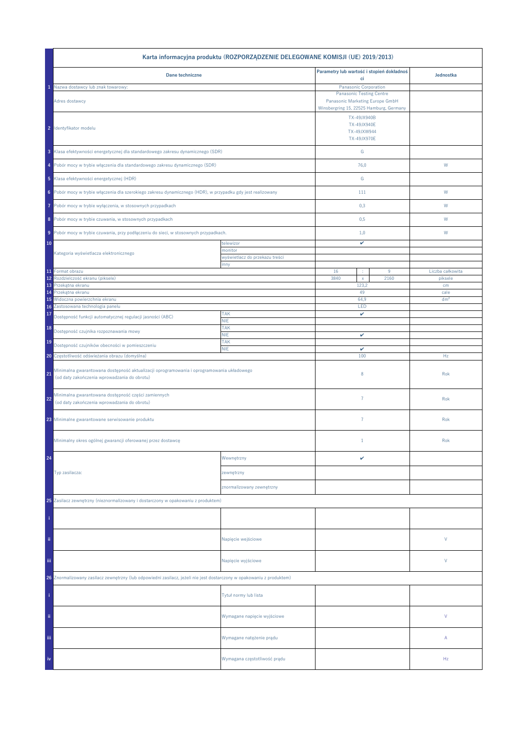| | Karta informacyjna produktu (ROZPORZĄDZENIE DELEGOWANE KOMISJI (UE) 2019/2013) | | | | | |
|---|---|---|---|---|---|---|
| | **Dane techniczne** | | **Parametry lub wartość i stopień dokładności** | | | **Jednostka** |
| 1 | Nazwa dostawcy lub znak towarowy: | | Panasonic Corporation | | | |
| | Adres dostawcy | | Panasonic Testing Centre<br>Panasonic Marketing Europe GmbH<br>Winsbergring 15, 22525 Hamburg, Germany | | | |
| 2 | Identyfikator modelu | | TX-49JX940B<br>TX-49JX940E<br>TX-49JXW944<br>TX-49JX970E | | | |
| 3 | Klasa efektywności energetycznej dla standardowego zakresu dynamicznego (SDR) | | G | | | |
| 4 | Pobór mocy w trybie włączenia dla standardowego zakresu dynamicznego (SDR) | | 76,0 | | | W |
| 5 | Klasa efektywności energetycznej (HDR) | | G | | | |
| 6 | Pobór mocy w trybie włączenia dla szerokiego zakresu dynamicznego (HDR), w przypadku gdy jest realizowany | | 111 | | | W |
| 7 | Pobór mocy w trybie wyłączenia, w stosownych przypadkach | | 0,3 | | | W |
| 8 | Pobór mocy w trybie czuwania, w stosownych przypadkach | | 0,5 | | | W |
| 9 | Pobór mocy w trybie czuwania, przy podłączeniu do sieci, w stosownych przypadkach. | | 1,0 | | | W |
| 10 | Kategoria wyświetlacza elektronicznego | telewizor | ✔ | | | |
| | | monitor | | | | |
| | | wyświetlacz do przekazu treści | | | | |
| | | inny | | | | |
| 11 | Format obrazu | | 16 | : | 9 | Liczba całkowita |
| 12 | Rozdzielczość ekranu (piksele) | | 3840 | x | 2160 | piksele |
| 13 | Przekątna ekranu | | 123,2 | | | cm |
| 14 | Przekątna ekranu | | 49 | | | cale |
| 15 | Widoczna powierzchnia ekranu | | 64,9 | | | dm² |
| 16 | Zastosowana technologia panelu | | LED | | | |
| 17 | Dostępność funkcji automatycznej regulacji jasności (ABC) | TAK | ✔ | | | |
| | | NIE | | | | |
| 18 | Dostępność czujnika rozpoznawania mowy | TAK | | | | |
| | | NIE | ✔ | | | |
| 19 | Dostępność czujników obecności w pomieszczeniu | TAK | | | | |
| | | NIE | ✔ | | | |
| 20 | Częstotliwość odświeżania obrazu (domyślna) | | 100 | | | Hz |
| 21 | Minimalna gwarantowana dostępność aktualizacji oprogramowania i oprogramowania układowego (od daty zakończenia wprowadzania do obrotu) | | 8 | | | Rok |
| 22 | Minimalna gwarantowana dostępność części zamiennych (od daty zakończenia wprowadzania do obrotu) | | 7 | | | Rok |
| 23 | Minimalne gwarantowane serwisowanie produktu | | 7 | | | Rok |
| | Minimalny okres ogólnej gwarancji oferowanej przez dostawcę | | 1 | | | Rok |
| 24 | Typ zasilacza: | Wewnętrzny | ✔ | | | |
| | | zewnętrzny | | | | |
| | | znormalizowany zewnętrzny | | | | |
| 25 | Zasilacz zewnętrzny (nieznormalizowany i dostarczony w opakowaniu z produktem) | | | | | |
| i | | | | | | |
| ii | | Napięcie wejściowe | | | | V |
| iii | | Napięcie wyjściowe | | | | V |
| 26 | Znormalizowany zasilacz zewnętrzny (lub odpowiedni zasilacz, jeżeli nie jest dostarczony w opakowaniu z produktem) | | | | | |
| i | | Tytuł normy lub lista | | | | |
| ii | | Wymagane napięcie wyjściowe | | | | V |
| iii | | Wymagane natężenie prądu | | | | A |
| iv | | Wymagana częstotliwość prądu | | | | Hz |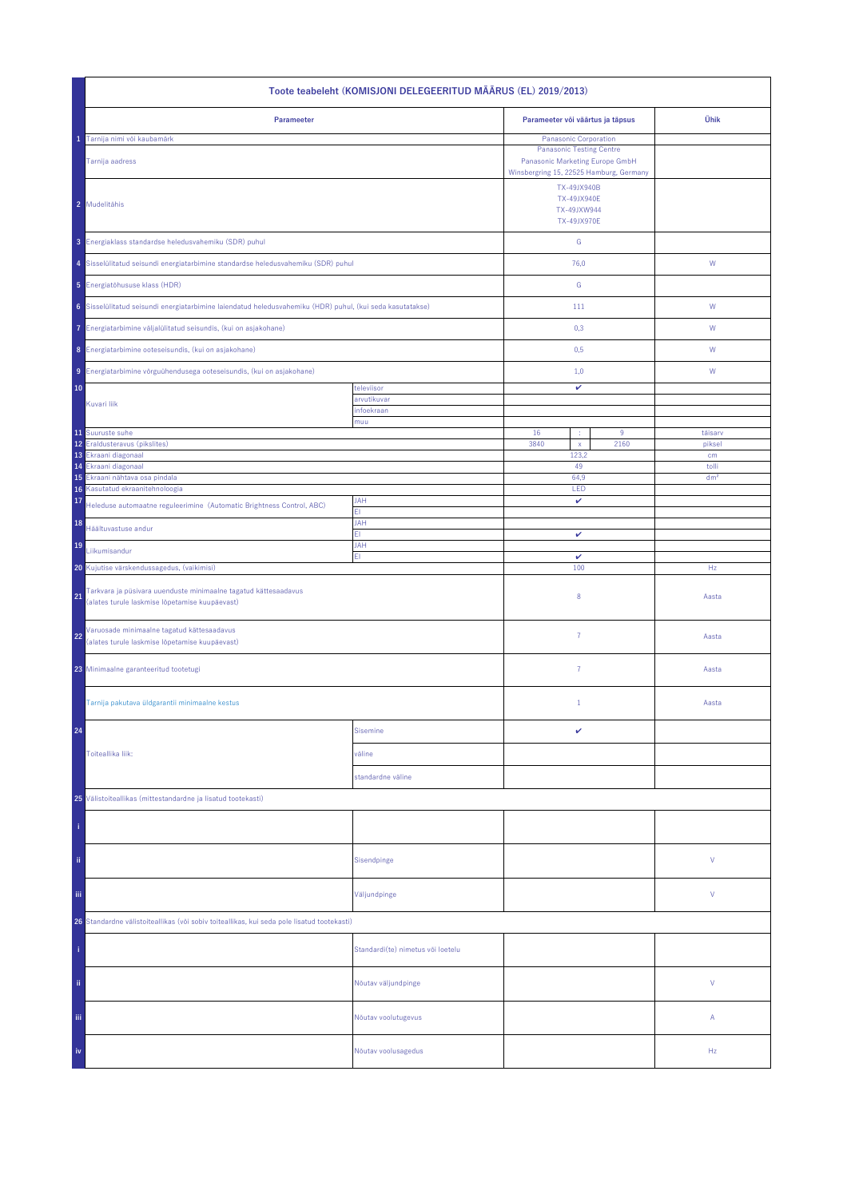| | Toote teabeleht (KOMISJONI DELEGEERITUD MÄÄRUS (EL) 2019/2013) | | | | | |
|---|---|---|---|---|---|---|
| | **Parameeter** | | **Parameeter või väärtus ja täpsus** | | | **Ühik** |
| 1 | Tarnija nimi või kaubamärk | | Panasonic Corporation | | | |
| | Tarnija aadress | | Panasonic Testing Centre<br>Panasonic Marketing Europe GmbH<br>Winsbergring 15, 22525 Hamburg, Germany | | | |
| 2 | Mudelitähis | | TX-49JX940B<br>TX-49JX940E<br>TX-49JXW944<br>TX-49JX970E | | | |
| 3 | Energiaklass standardse heledusvahemiku (SDR) puhul | | G | | | |
| 4 | Sisselülitatud seisundi energiatarbimine standardse heledusvahemiku (SDR) puhul | | 76,0 | | | W |
| 5 | Energiatõhususe klass (HDR) | | G | | | |
| 6 | Sisselülitatud seisundi energiatarbimine laiendatud heledusvahemiku (HDR) puhul, (kui seda kasutatakse) | | 111 | | | W |
| 7 | Energiatarbimine väljalülitatud seisundis, (kui on asjakohane) | | 0,3 | | | W |
| 8 | Energiatarbimine ooteseisundis, (kui on asjakohane) | | 0,5 | | | W |
| 9 | Energiatarbimine võrguühendusega ooteseisundis, (kui on asjakohane) | | 1,0 | | | W |
| 10 | Kuvari liik | televiisor | ✔ | | | |
| | | arvutikuvar | | | | |
| | | infoekraan | | | | |
| | | muu | | | | |
| 11 | Suuruste suhe | | 16 | : | 9 | täisarv |
| 12 | Eraldusteravus (pikslites) | | 3840 | x | 2160 | piksel |
| 13 | Ekraani diagonaal | | 123,2 | | | cm |
| 14 | Ekraani diagonaal | | 49 | | | tolli |
| 15 | Ekraani nähtava osa pindala | | 64,9 | | | dm² |
| 16 | Kasutatud ekraanitehnoloogia | | LED | | | |
| 17 | Heleduse automaatne reguleerimine (Automatic Brightness Control, ABC) | JAH | ✔ | | | |
| | | EI | | | | |
| 18 | Häältuvastuse andur | JAH | | | | |
| | | EI | ✔ | | | |
| 19 | Liikumisandur | JAH | | | | |
| | | EI | ✔ | | | |
| 20 | Kujutise värskendussagedus, (vaikimisi) | | 100 | | | Hz |
| 21 | Tarkvara ja püsivara uuenduste minimaalne tagatud kättesaadavus (alates turule laskmise lõpetamise kuupäevast) | | 8 | | | Aasta |
| 22 | Varuosade minimaalne tagatud kättesaadavus (alates turule laskmise lõpetamise kuupäevast) | | 7 | | | Aasta |
| 23 | Minimaalne garanteeritud tootetugi | | 7 | | | Aasta |
| | Tarnija pakutava üldgarantii minimaalne kestus | | 1 | | | Aasta |
| 24 | Toiteallika liik: | Sisemine | ✔ | | | |
| | | väline | | | | |
| | | standardne väline | | | | |
| 25 | Välistoiteallikas (mittestandardne ja lisatud tootekasti) | | | | | |
| i | | | | | | |
| ii | | Sisendpinge | | | | V |
| iii | | Väljundpinge | | | | V |
| 26 | Standardne välistoiteallikas (või sobiv toiteallikas, kui seda pole lisatud tootekasti) | | | | | |
| i | | Standardi(te) nimetus või loetelu | | | | |
| ii | | Nõutav väljundpinge | | | | V |
| iii | | Nõutav voolutugevus | | | | A |
| iv | | Nõutav voolusagedus | | | | Hz |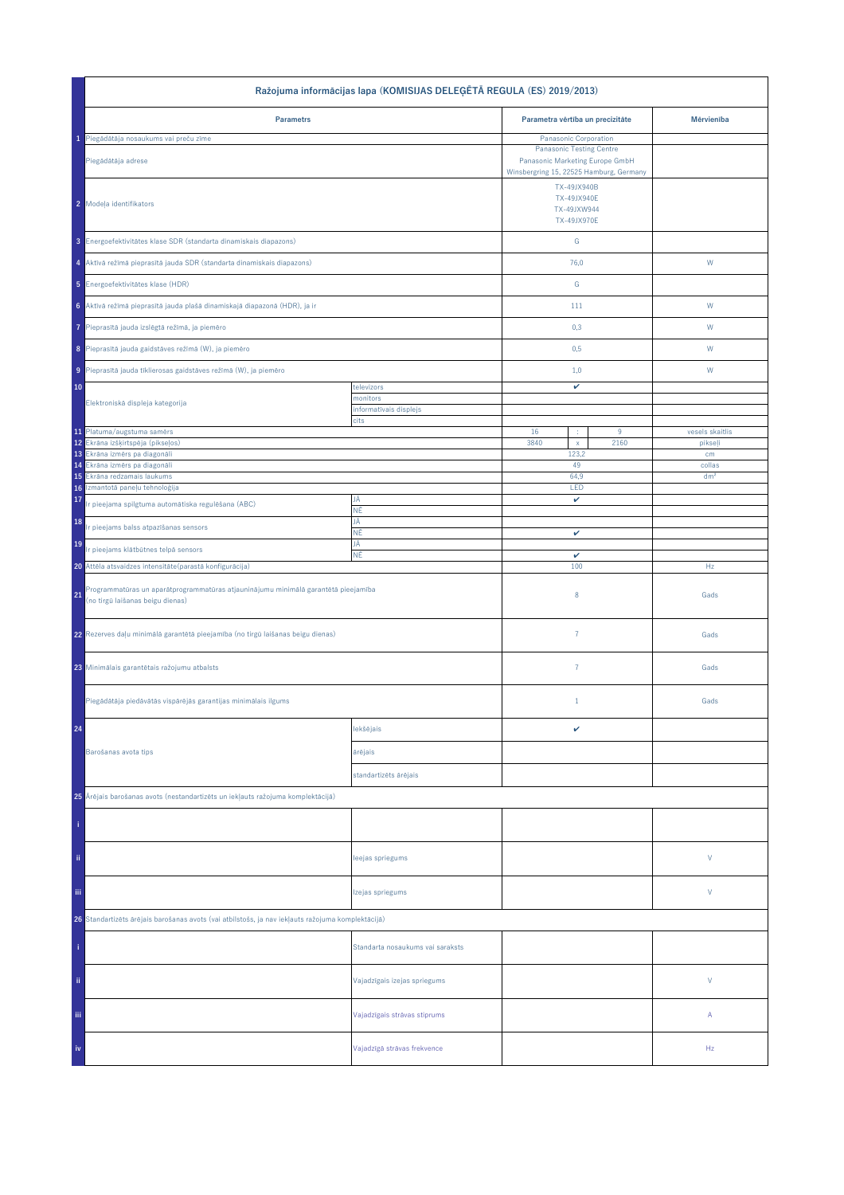| | Ražojuma informācijas lapa (KOMISIJAS DELEĢĒTĀ REGULA (ES) 2019/2013) | | | | | |
|---|---|---|---|---|---|---|
| | **Parametrs** | | **Parametra vērtība un precizitāte** | | | **Mērvienība** |
| 1 | Piegādātāja nosaukums vai preču zīme | | Panasonic Corporation | | | |
| | Piegādātāja adrese | | Panasonic Testing Centre<br>Panasonic Marketing Europe GmbH<br>Winsbergring 15, 22525 Hamburg, Germany | | | |
| 2 | Modeļa identifikators | | TX-49JX940B<br>TX-49JX940E<br>TX-49JXW944<br>TX-49JX970E | | | |
| 3 | Energoefektivitātes klase SDR (standarta dinamiskais diapazons) | | G | | | |
| 4 | Aktīvā režīmā pieprasītā jauda SDR (standarta dinamiskais diapazons) | | 76,0 | | | W |
| 5 | Energoefektivitātes klase (HDR) | | G | | | |
| 6 | Aktīvā režīmā pieprasītā jauda plašā dinamiskajā diapazonā (HDR), ja ir | | 111 | | | W |
| 7 | Pieprasītā jauda izslēgtā režīmā, ja piemēro | | 0,3 | | | W |
| 8 | Pieprasītā jauda gaidstāves režīmā (W), ja piemēro | | 0,5 | | | W |
| 9 | Pieprasītā jauda tīklierosas gaidstāves režīmā (W), ja piemēro | | 1,0 | | | W |
| 10 | Elektroniskā displeja kategorija | televizors | ✔ | | | |
| | | monitors | | | | |
| | | informatīvais displejs | | | | |
| | | cits | | | | |
| 11 | Platuma/augstuma samērs | | 16 | : | 9 | vesels skaitlis |
| 12 | Ekrāna izšķirtspēja (pikseļos) | | 3840 | x | 2160 | pikseļi |
| 13 | Ekrāna izmērs pa diagonāli | | 123,2 | | | cm |
| 14 | Ekrāna izmērs pa diagonāli | | 49 | | | collas |
| 15 | Ekrāna redzamais laukums | | 64,9 | | | dm² |
| 16 | Izmantotā paneļu tehnoloģija | | LED | | | |
| 17 | Ir pieejama spilgtuma automātiska regulēšana (ABC) | JĀ | ✔ | | | |
| | | NĒ | | | | |
| 18 | Ir pieejams balss atpazīšanas sensors | JĀ | | | | |
| | | NĒ | ✔ | | | |
| 19 | Ir pieejams klātbūtnes telpā sensors | JĀ | | | | |
| | | NĒ | ✔ | | | |
| 20 | Attēla atsvaidzes intensitāte(parastā konfigurācija) | | 100 | | | Hz |
| 21 | Programmatūras un aparātprogrammatūras atjauninājumu minimālā garantētā pieejamība (no tirgū laišanas beigu dienas) | | 8 | | | Gads |
| 22 | Rezerves daļu minimālā garantētā pieejamība (no tirgū laišanas beigu dienas) | | 7 | | | Gads |
| 23 | Minimālais garantētais ražojumu atbalsts | | 7 | | | Gads |
| | Piegādātāja piedāvātās vispārējās garantijas minimālais ilgums | | 1 | | | Gads |
| 24 | Barošanas avota tips | Iekšējais | ✔ | | | |
| | | ārējais | | | | |
| | | standartizēts ārējais | | | | |
| 25 | Ārējais barošanas avots (nestandartizēts un iekļauts ražojuma komplektācijā) | | | | | |
| i | | | | | | |
| ii | | Ieejas spriegums | | | | V |
| iii | | Izejas spriegums | | | | V |
| 26 | Standartizēts ārējais barošanas avots (vai atbilstošs, ja nav iekļauts ražojuma komplektācijā) | | | | | |
| i | | Standarta nosaukums vai saraksts | | | | |
| ii | | Vajadzīgais izejas spriegums | | | | V |
| iii | | Vajadzīgais strāvas stiprums | | | | A |
| iv | | Vajadzīgā strāvas frekvence | | | | Hz |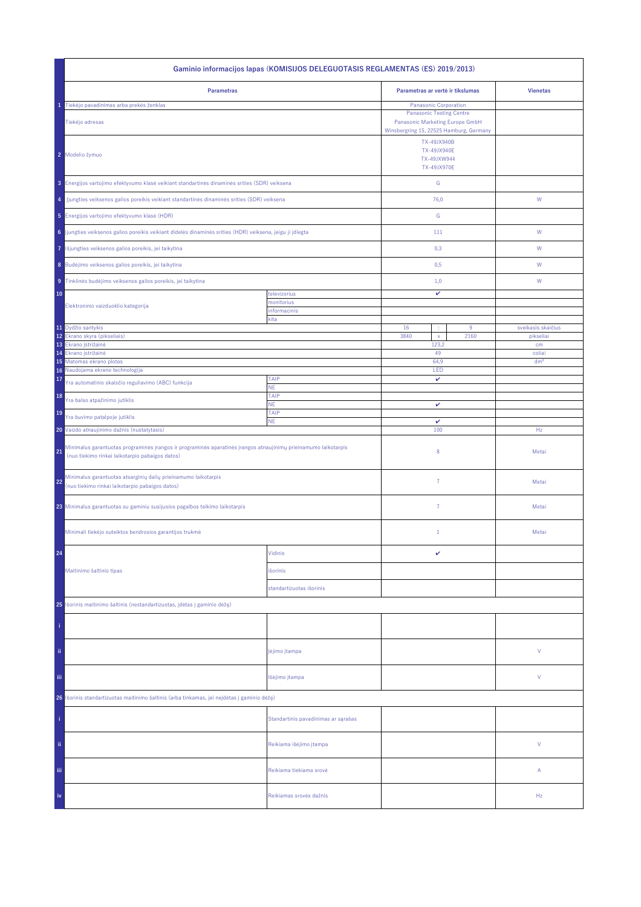| | Gaminio informacijos lapas (KOMISIJOS DELEGUOTASIS REGLAMENTAS (ES) 2019/2013) | | | | | |
|---|---|---|---|---|---|---|
| | **Parametras** | | **Parametras ar vertė ir tikslumas** | | | **Vienetas** |
| 1 | Tiekėjo pavadinimas arba prekės ženklas | | Panasonic Corporation | | | |
| | Tiekėjo adresas | | Panasonic Testing Centre<br>Panasonic Marketing Europe GmbH<br>Winsbergring 15, 22525 Hamburg, Germany | | | |
| 2 | Modelio žymuo | | TX-49JX940B<br>TX-49JX940E<br>TX-49JXW944<br>TX-49JX970E | | | |
| 3 | Energijos vartojimo efektyvumo klasė veikiant standartinės dinaminės srities (SDR) veiksena | | G | | | |
| 4 | Įjungties veiksenos galios poreikis veikiant standartinės dinaminės srities (SDR) veiksena | | 76,0 | | | W |
| 5 | Energijos vartojimo efektyvumo klasė (HDR) | | G | | | |
| 6 | Įjungties veiksenos galios poreikis veikiant didelės dinaminės srities (HDR) veiksena, jeigu ji įdiegta | | 111 | | | W |
| 7 | Išjungties veiksenos galios poreikis, jei taikytina | | 0,3 | | | W |
| 8 | Budėjimo veiksenos galios poreikis, jei taikytina | | 0,5 | | | W |
| 9 | Tinklinės budėjimo veiksenos galios poreikis, jei taikytina | | 1,0 | | | W |
| 10 | Elektroninio vaizduoklio kategorija | televizorius | ✔ | | | |
| | | monitorius | | | | |
| | | informacinis | | | | |
| | | kita | | | | |
| 11 | Dydžio santykis | | 16 | : | 9 | sveikasis skaičius |
| 12 | Ekrano skyra (pikseliais) | | 3840 | x | 2160 | pikseliai |
| 13 | Ekrano įstrižainė | | 123,2 | | | cm |
| 14 | Ekrano įstrižainė | | 49 | | | coliai |
| 15 | Matomas ekrano plotas | | 64,9 | | | dm² |
| 16 | Naudojama ekrano technologija | | LED | | | |
| 17 | Yra automatinio skaisčio reguliavimo (ABC) funkcija | TAIP | ✔ | | | |
| | | NE | | | | |
| 18 | Yra balso atpažinimo jutiklis | TAIP | | | | |
| | | NE | ✔ | | | |
| 19 | Yra buvimo patalpoje jutiklis | TAIP | | | | |
| | | NE | ✔ | | | |
| 20 | Vaizdo atnaujinimo dažnis (nustatytasis) | | 100 | | | Hz |
| 21 | Minimalus garantuotas programinės įrangos ir programinės aparatinės įrangos atnaujinimų prieinamumo laikotarpis (nuo tiekimo rinkai laikotarpio pabaigos datos) | | 8 | | | Metai |
| 22 | Minimalus garantuotas atsarginių dalių prieinamumo laikotarpis (nuo tiekimo rinkai laikotarpio pabaigos datos) | | 7 | | | Metai |
| 23 | Minimalus garantuotas su gaminiu susijusios pagalbos teikimo laikotarpis | | 7 | | | Metai |
| | Minimali tiekėjo suteiktos bendrosios garantijos trukmė | | 1 | | | Metai |
| 24 | Maitinimo šaltinio tipas | Vidinis | ✔ | | | |
| | | Išorinis | | | | |
| | | standartizuotas išorinis | | | | |
| 25 | Išorinis maitinimo šaltinis (nestandartizuotas, įdėtas į gaminio dėžę) | | | | | |
| i | | | | | | |
| ii | | Įėjimo įtampa | | | | V |
| iii | | Išėjimo įtampa | | | | V |
| 26 | Išorinis standartizuotas maitinimo šaltinis (arba tinkamas, jei neįdėtas į gaminio dėžę) | | | | | |
| i | | Standartinis pavadinimas ar sąrašas | | | | |
| ii | | Reikiama išėjimo įtampa | | | | V |
| iii | | Reikiama tiekiama srovė | | | | A |
| iv | | Reikiamas srovės dažnis | | | | Hz |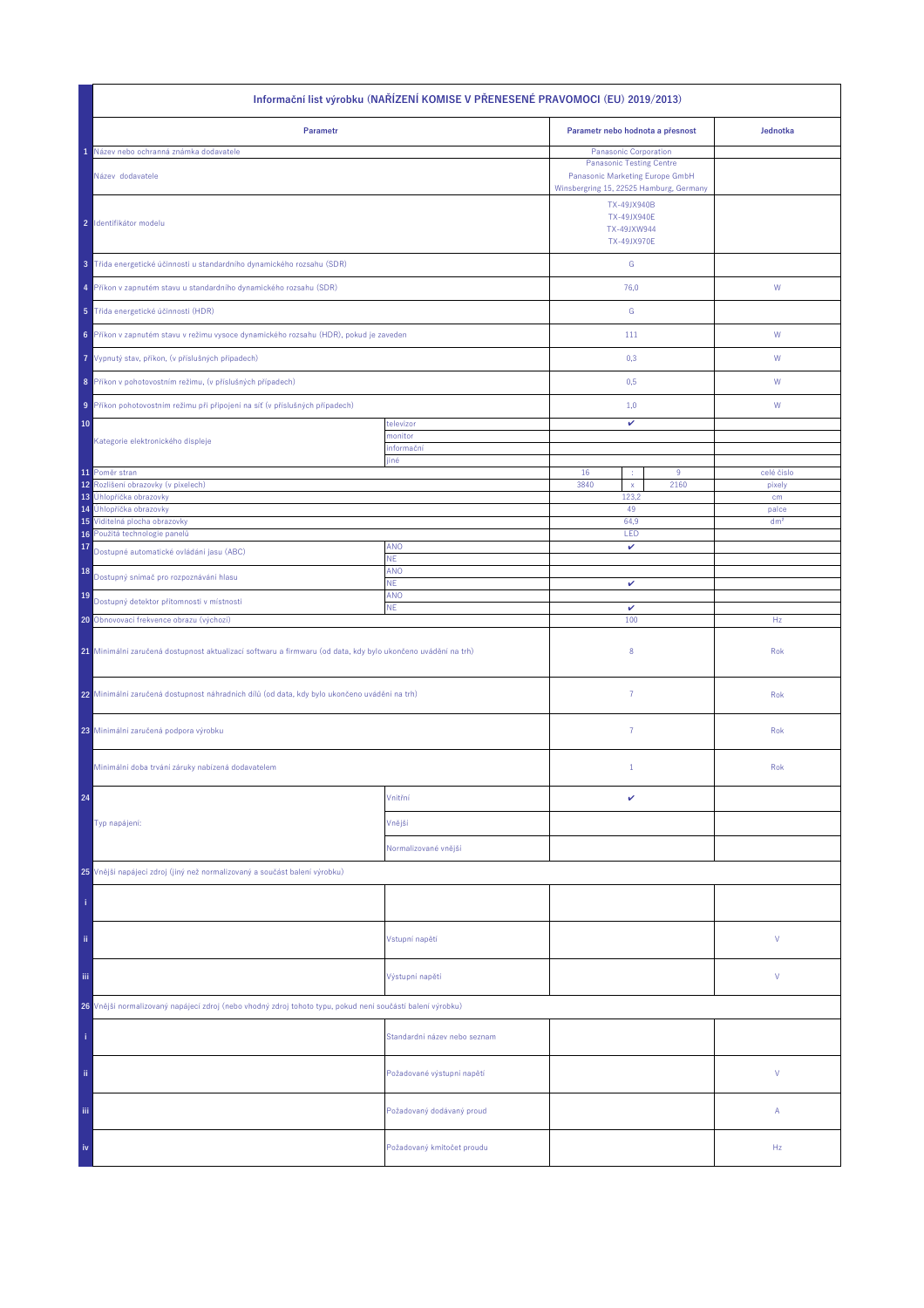| | Informační list výrobku (NAŘÍZENÍ KOMISE V PŘENESENÉ PRAVOMOCI (EU) 2019/2013) | | | | | |
|---|---|---|---|---|---|---|
| | **Parametr** | | **Parametr nebo hodnota a přesnost** | | | **Jednotka** |
| 1 | Název nebo ochranná známka dodavatele | | Panasonic Corporation | | | |
| | Název dodavatele | | Panasonic Testing Centre<br>Panasonic Marketing Europe GmbH<br>Winsbergring 15, 22525 Hamburg, Germany | | | |
| 2 | Identifikátor modelu | | TX-49JX940B<br>TX-49JX940E<br>TX-49JXW944<br>TX-49JX970E | | | |
| 3 | Třída energetické účinnosti u standardního dynamického rozsahu (SDR) | | G | | | |
| 4 | Příkon v zapnutém stavu u standardního dynamického rozsahu (SDR) | | 76,0 | | | W |
| 5 | Třída energetické účinnosti (HDR) | | G | | | |
| 6 | Příkon v zapnutém stavu v režimu vysoce dynamického rozsahu (HDR), pokud je zaveden | | 111 | | | W |
| 7 | Vypnutý stav, příkon, (v příslušných případech) | | 0,3 | | | W |
| 8 | Příkon v pohotovostním režimu, (v příslušných případech) | | 0,5 | | | W |
| 9 | Příkon pohotovostním režimu při připojení na síť (v příslušných případech) | | 1,0 | | | W |
| 10 | Kategorie elektronického displeje | televizor | ✔ | | | |
| | | monitor | | | | |
| | | informační | | | | |
| | | jiné | | | | |
| 11 | Poměr stran | | 16 | : | 9 | celé číslo |
| 12 | Rozlišení obrazovky (v pixelech) | | 3840 | x | 2160 | pixely |
| 13 | Úhlopříčka obrazovky | | 123,2 | | | cm |
| 14 | Úhlopříčka obrazovky | | 49 | | | palce |
| 15 | Viditelná plocha obrazovky | | 64,9 | | | dm² |
| 16 | Použitá technologie panelů | | LED | | | |
| 17 | Dostupné automatické ovládání jasu (ABC) | ANO | ✔ | | | |
| | | NE | | | | |
| 18 | Dostupný snímač pro rozpoznávání hlasu | ANO | | | | |
| | | NE | ✔ | | | |
| 19 | Dostupný detektor přítomnosti v místnosti | ANO | | | | |
| | | NE | ✔ | | | |
| 20 | Obnovovací frekvence obrazu (výchozí) | | 100 | | | Hz |
| 21 | Minimální zaručená dostupnost aktualizací softwaru a firmwaru (od data, kdy bylo ukončeno uvádění na trh) | | 8 | | | Rok |
| 22 | Minimální zaručená dostupnost náhradních dílů (od data, kdy bylo ukončeno uvádění na trh) | | 7 | | | Rok |
| 23 | Minimální zaručená podpora výrobku | | 7 | | | Rok |
| | Minimální doba trvání záruky nabízená dodavatelem | | 1 | | | Rok |
| 24 | Typ napájení: | Vnitřní | ✔ | | | |
| | | Vnější | | | | |
| | | Normalizované vnější | | | | |
| 25 | Vnější napájecí zdroj (jiný než normalizovaný a součást balení výrobku) | | | | | |
| i | | | | | | |
| ii | | Vstupní napětí | | | | V |
| iii | | Výstupní napětí | | | | V |
| 26 | Vnější normalizovaný napájecí zdroj (nebo vhodný zdroj tohoto typu, pokud není součástí balení výrobku) | | | | | |
| i | | Standardní název nebo seznam | | | | |
| ii | | Požadované výstupní napětí | | | | V |
| iii | | Požadovaný dodávaný proud | | | | A |
| iv | | Požadovaný kmitočet proudu | | | | Hz |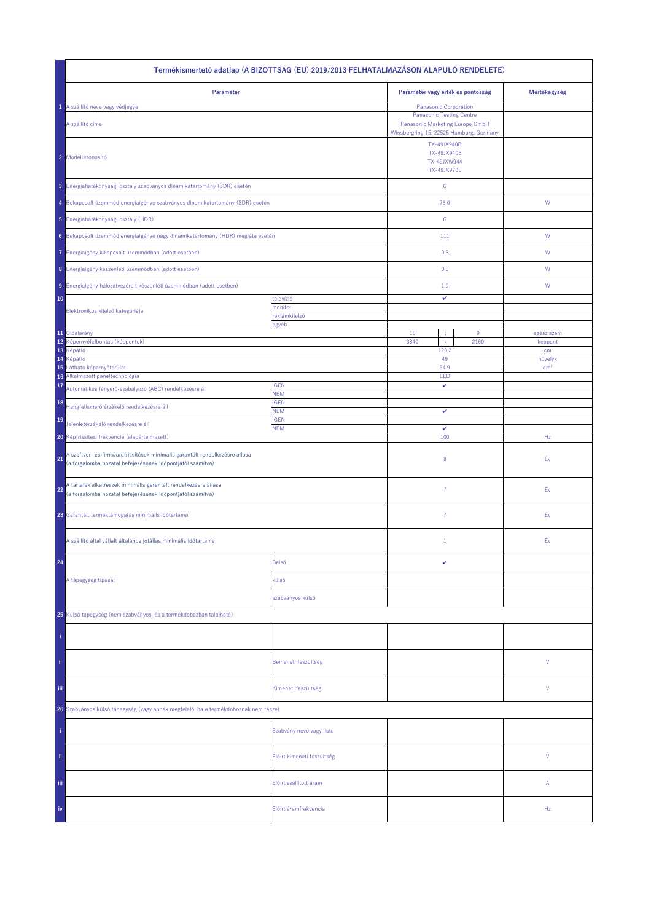| | Termékismertető adatlap (A BIZOTTSÁG (EU) 2019/2013 FELHATALMAZÁSON ALAPULÓ RENDELETE) | | | | | |
|---|---|---|---|---|---|---|
| | **Paraméter** | | **Paraméter vagy érték és pontosság** | | | **Mértékegység** |
| 1 | A szállító neve vagy védjegye | | Panasonic Corporation | | | |
| | A szállító címe | | Panasonic Testing Centre<br>Panasonic Marketing Europe GmbH<br>Winsbergring 15, 22525 Hamburg, Germany | | | |
| 2 | Modellazonosító | | TX-49JX940B<br>TX-49JX940E<br>TX-49JXW944<br>TX-49JX970E | | | |
| 3 | Energiahatékonysági osztály szabványos dinamikatartomány (SDR) esetén | | G | | | |
| 4 | Bekapcsolt üzemmód energiaigénye szabványos dinamikatartomány (SDR) esetén | | 76,0 | | | W |
| 5 | Energiahatékonysági osztály (HDR) | | G | | | |
| 6 | Bekapcsolt üzemmód energiaigénye nagy dinamikatartomány (HDR) megléte esetén | | 111 | | | W |
| 7 | Energiaigény kikapcsolt üzemmódban (adott esetben) | | 0,3 | | | W |
| 8 | Energiaigény készenléti üzemmódban (adott esetben) | | 0,5 | | | W |
| 9 | Energiaigény hálózatvezérelt készenléti üzemmódban (adott esetben) | | 1,0 | | | W |
| 10 | Elektronikus kijelző kategóriája | televízió | ✔ | | | |
| | | monitor | | | | |
| | | reklámkijelző | | | | |
| | | egyéb | | | | |
| 11 | Oldalarány | | 16 | : | 9 | egész szám |
| 12 | Képernyőfelbontás (képpontok) | | 3840 | x | 2160 | képpont |
| 13 | Képátló | | 123,2 | | | cm |
| 14 | Képátló | | 49 | | | hüvelyk |
| 15 | Látható képernyőterület | | 64,9 | | | dm² |
| 16 | Alkalmazott paneltechnológia | | LED | | | |
| 17 | Automatikus fényerő-szabályozó (ABC) rendelkezésre áll | IGEN | ✔ | | | |
| | | NEM | | | | |
| 18 | Hangfelismerő érzékelő rendelkezésre áll | IGEN | | | | |
| | | NEM | ✔ | | | |
| 19 | Jelenlétérzékelő rendelkezésre áll | IGEN | | | | |
| | | NEM | ✔ | | | |
| 20 | Képfrissítési frekvencia (alapértelmezett) | | 100 | | | Hz |
| 21 | A szoftver- és firmwarefrissítések minimális garantált rendelkezésre állása (a forgalomba hozatal befejezésének időpontjától számítva) | | 8 | | | Év |
| 22 | A tartalék alkatrészek minimális garantált rendelkezésre állása (a forgalomba hozatal befejezésének időpontjától számítva) | | 7 | | | Év |
| 23 | Garantált terméktámogatás minimális időtartama | | 7 | | | Év |
| | A szállító által vállalt általános jótállás minimális időtartama | | 1 | | | Év |
| 24 | A tápegység típusa: | Belső | ✔ | | | |
| | | külső | | | | |
| | | szabványos külső | | | | |
| 25 | Külső tápegység (nem szabványos, és a termékdobozban található) | | | | | |
| i | | | | | | |
| ii | | Bemeneti feszültség | | | | V |
| iii | | Kimeneti feszültség | | | | V |
| 26 | Szabványos külső tápegység (vagy annak megfelelő, ha a termékdoboznak nem része) | | | | | |
| i | | Szabvány neve vagy lista | | | | |
| ii | | Előírt kimeneti feszültség | | | | V |
| iii | | Előírt szállított áram | | | | A |
| iv | | Előírt áramfrekvencia | | | | Hz |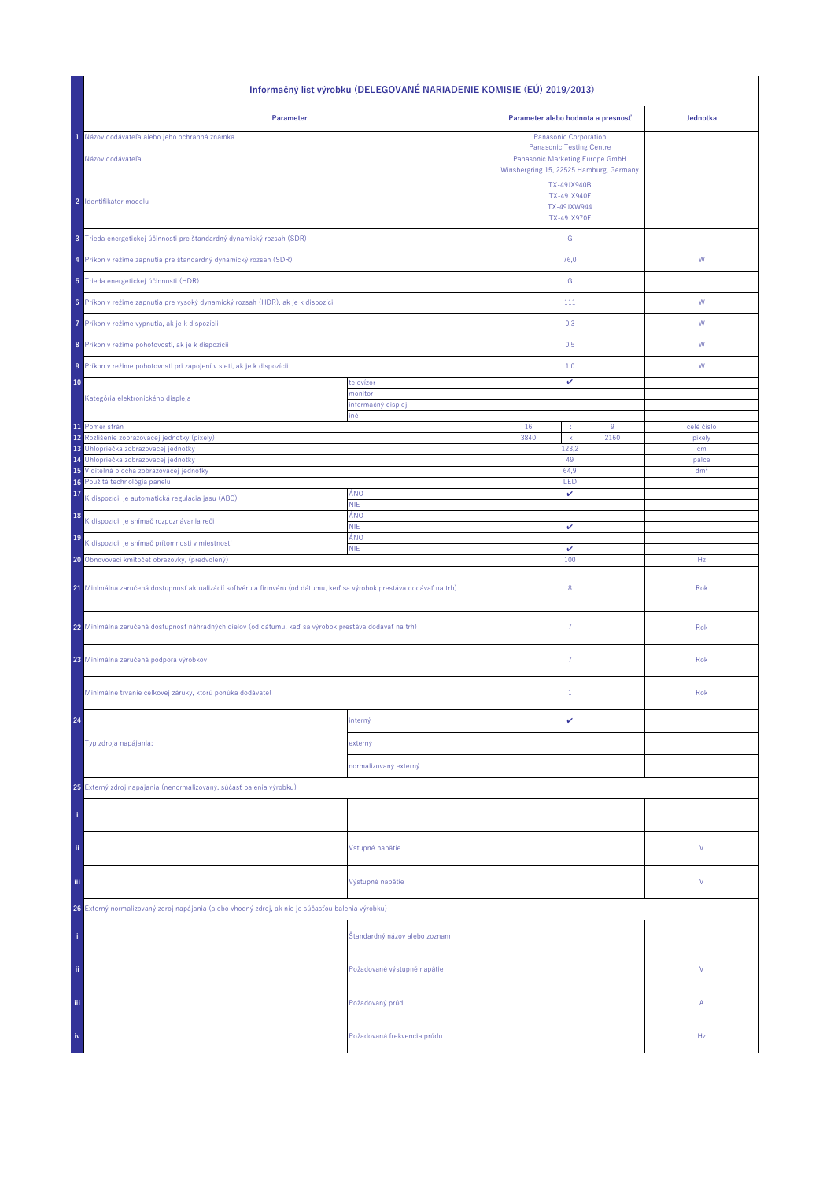| | Informačný list výrobku (DELEGOVANÉ NARIADENIE KOMISIE (EÚ) 2019/2013) | | | | | |
|---|---|---|---|---|---|---|
| | **Parameter** | | **Parameter alebo hodnota a presnosť** | | | **Jednotka** |
| 1 | Názov dodávateľa alebo jeho ochranná známka | | Panasonic Corporation | | | |
| | Názov dodávateľa | | Panasonic Testing Centre<br>Panasonic Marketing Europe GmbH<br>Winsbergring 15, 22525 Hamburg, Germany | | | |
| 2 | Identifikátor modelu | | TX-49JX940B<br>TX-49JX940E<br>TX-49JXW944<br>TX-49JX970E | | | |
| 3 | Trieda energetickej účinnosti pre štandardný dynamický rozsah (SDR) | | G | | | |
| 4 | Príkon v režime zapnutia pre štandardný dynamický rozsah (SDR) | | 76,0 | | | W |
| 5 | Trieda energetickej účinnosti (HDR) | | G | | | |
| 6 | Príkon v režime zapnutia pre vysoký dynamický rozsah (HDR), ak je k dispozícii | | 111 | | | W |
| 7 | Príkon v režime vypnutia, ak je k dispozícii | | 0,3 | | | W |
| 8 | Príkon v režime pohotovosti, ak je k dispozícii | | 0,5 | | | W |
| 9 | Príkon v režime pohotovosti pri zapojení v sieti, ak je k dispozícii | | 1,0 | | | W |
| 10 | Kategória elektronického displeja | televízor | ✔ | | | |
| | | monitor | | | | |
| | | informačný displej | | | | |
| | | iné | | | | |
| 11 | Pomer strán | | 16 | : | 9 | celé číslo |
| 12 | Rozlíšenie zobrazovacej jednotky (pixely) | | 3840 | x | 2160 | pixely |
| 13 | Uhlopriečka zobrazovacej jednotky | | 123,2 | | | cm |
| 14 | Uhlopriečka zobrazovacej jednotky | | 49 | | | palce |
| 15 | Viditeľná plocha zobrazovacej jednotky | | 64,9 | | | dm² |
| 16 | Použitá technológia panelu | | LED | | | |
| 17 | K dispozícii je automatická regulácia jasu (ABC) | ÁNO | ✔ | | | |
| | | NIE | | | | |
| 18 | K dispozícii je snímač rozpoznávania reči | ÁNO | | | | |
| | | NIE | ✔ | | | |
| 19 | K dispozícii je snímač prítomnosti v miestnosti | ÁNO | | | | |
| | | NIE | ✔ | | | |
| 20 | Obnovovací kmitočet obrazovky, (predvolený) | | 100 | | | Hz |
| 21 | Minimálna zaručená dostupnosť aktualizácií softvéru a firmvéru (od dátumu, keď sa výrobok prestáva dodávať na trh) | | 8 | | | Rok |
| 22 | Minimálna zaručená dostupnosť náhradných dielov (od dátumu, keď sa výrobok prestáva dodávať na trh) | | 7 | | | Rok |
| 23 | Minimálna zaručená podpora výrobkov | | 7 | | | Rok |
| | Minimálne trvanie celkovej záruky, ktorú ponúka dodávateľ | | 1 | | | Rok |
| 24 | Typ zdroja napájania: | interný | ✔ | | | |
| | | externý | | | | |
| | | normalizovaný externý | | | | |
| 25 | Externý zdroj napájania (nenormalizovaný, súčasť balenia výrobku) | | | | | |
| i | | | | | | |
| ii | | Vstupné napätie | | | | V |
| iii | | Výstupné napätie | | | | V |
| 26 | Externý normalizovaný zdroj napájania (alebo vhodný zdroj), ak nie je súčasťou balenia výrobku) | | | | | |
| i | | Štandardný názov alebo zoznam | | | | |
| ii | | Požadované výstupné napätie | | | | V |
| iii | | Požadovaný prúd | | | | A |
| iv | | Požadovaná frekvencia prúdu | | | | Hz |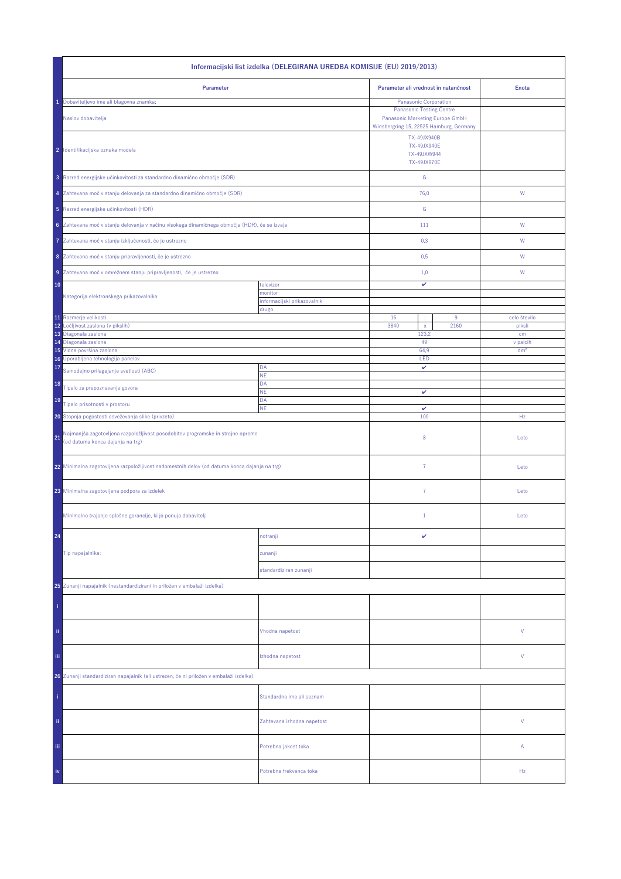| | Informacijski list izdelka (DELEGIRANA UREDBA KOMISIJE (EU) 2019/2013) | | | | | |
|---|---|---|---|---|---|---|
| | **Parameter** | | **Parameter ali vrednost in natančnost** | | | **Enota** |
| 1 | Dobaviteljevo ime ali blagovna znamka: | | Panasonic Corporation | | | |
| | Naslov dobavitelja | | Panasonic Testing Centre<br>Panasonic Marketing Europe GmbH<br>Winsbergring 15, 22525 Hamburg, Germany | | | |
| 2 | Identifikacijska oznaka modela | | TX-49JX940B<br>TX-49JX940E<br>TX-49JXW944<br>TX-49JX970E | | | |
| 3 | Razred energijske učinkovitosti za standardno dinamično območje (SDR) | | G | | | |
| 4 | Zahtevana moč v stanju delovanja za standardno dinamično območje (SDR) | | 76,0 | | | W |
| 5 | Razred energijske učinkovitosti (HDR) | | G | | | |
| 6 | Zahtevana moč v stanju delovanja v načinu visokega dinamičnega območja (HDR), če se izvaja | | 111 | | | W |
| 7 | Zahtevana moč v stanju izključenosti, če je ustrezno | | 0,3 | | | W |
| 8 | Zahtevana moč v stanju pripravljenosti, če je ustrezno | | 0,5 | | | W |
| 9 | Zahtevana moč v omrežnem stanju pripravljenosti, če je ustrezno | | 1,0 | | | W |
| 10 | Kategorija elektronskega prikazovalnika | televizor | ✔ | | | |
| | | monitor | | | | |
| | | informacijski prikazovalnik | | | | |
| | | drugo | | | | |
| 11 | Razmerje velikosti | | 16 | : | 9 | celo število |
| 12 | Ločljivost zaslona (v pikslih) | | 3840 | x | 2160 | piksli |
| 13 | Diagonala zaslona | | 123,2 | | | cm |
| 14 | Diagonala zaslona | | 49 | | | v palcih |
| 15 | Vidna površina zaslona | | 64,9 | | | dm² |
| 16 | Uporabljena tehnologija panelov | | LED | | | |
| 17 | Samodejno prilagajanje svetlosti (ABC) | DA | ✔ | | | |
| | | NE | | | | |
| 18 | Tipalo za prepoznavanje govora | DA | | | | |
| | | NE | ✔ | | | |
| 19 | Tipalo prisotnosti v prostoru | DA | | | | |
| | | NE | ✔ | | | |
| 20 | Stopnja pogostosti osveževanja slike (privzeto) | | 100 | | | Hz |
| 21 | Najmanjša zagotovljena razpoložljivost posodobitev programske in strojne opreme (od datuma konca dajanja na trg) | | 8 | | | Leto |
| 22 | Minimalna zagotovljena razpoložljivost nadomestnih delov (od datuma konca dajanja na trg) | | 7 | | | Leto |
| 23 | Minimalna zagotovljena podpora za izdelek | | 7 | | | Leto |
| | Minimalno trajanje splošne garancije, ki jo ponuja dobavitelj | | 1 | | | Leto |
| 24 | Tip napajalnika: | notranji | ✔ | | | |
| | | zunanji | | | | |
| | | standardiziran zunanji | | | | |
| 25 | Zunanji napajalnik (nestandardizirani in priložen v embalaži izdelka) | | | | | |
| i | | | | | | |
| ii | | Vhodna napetost | | | | V |
| iii | | Izhodna napetost | | | | V |
| 26 | Zunanji standardiziran napajalnik (ali ustrezen, če ni priložen v embalaži izdelka) | | | | | |
| i | | Standardno ime ali seznam | | | | |
| ii | | Zahtevana izhodna napetost | | | | V |
| iii | | Potrebna jakost toka | | | | A |
| iv | | Potrebna frekvenca toka | | | | Hz |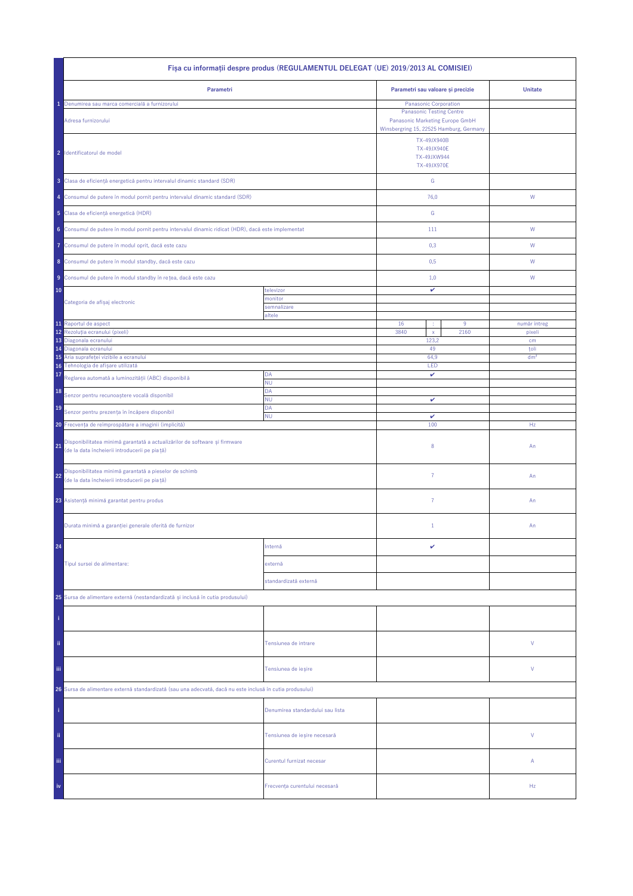| | Fișa cu informații despre produs (REGULAMENTUL DELEGAT (UE) 2019/2013 AL COMISIEI) | | | | | |
|---|---|---|---|---|---|---|
| | **Parametri** | | **Parametri sau valoare și precizie** | | | **Unitate** |
| 1 | Denumirea sau marca comercială a furnizorului | | Panasonic Corporation | | | |
| | Adresa furnizorului | | Panasonic Testing Centre<br>Panasonic Marketing Europe GmbH<br>Winsbergring 15, 22525 Hamburg, Germany | | | |
| 2 | Identificatorul de model | | TX-49JX940B<br>TX-49JX940E<br>TX-49JXW944<br>TX-49JX970E | | | |
| 3 | Clasa de eficiență energetică pentru intervalul dinamic standard (SDR) | | G | | | |
| 4 | Consumul de putere în modul pornit pentru intervalul dinamic standard (SDR) | | 76,0 | | | W |
| 5 | Clasa de eficiență energetică (HDR) | | G | | | |
| 6 | Consumul de putere în modul pornit pentru intervalul dinamic ridicat (HDR), dacă este implementat | | 111 | | | W |
| 7 | Consumul de putere în modul oprit, dacă este cazu | | 0,3 | | | W |
| 8 | Consumul de putere în modul standby, dacă este cazu | | 0,5 | | | W |
| 9 | Consumul de putere în modul standby în rețea, dacă este cazu | | 1,0 | | | W |
| 10 | Categoria de afișaj electronic | televizor | ✔ | | | |
| | | monitor | | | | |
| | | semnalizare | | | | |
| | | altele | | | | |
| 11 | Raportul de aspect | | 16 | : | 9 | număr întreg |
| 12 | Rezoluția ecranului (pixeli) | | 3840 | x | 2160 | pixeli |
| 13 | Diagonala ecranului | | 123,2 | | | cm |
| 14 | Diagonala ecranului | | 49 | | | țoli |
| 15 | Aria suprafeței vizibile a ecranului | | 64,9 | | | dm² |
| 16 | Tehnologia de afișare utilizată | | LED | | | |
| 17 | Reglarea automată a luminozității (ABC) disponibilă | DA | ✔ | | | |
| | | NU | | | | |
| 18 | Senzor pentru recunoaștere vocală disponibil | DA | | | | |
| | | NU | ✔ | | | |
| 19 | Senzor pentru prezența în încăpere disponibil | DA | | | | |
| | | NU | ✔ | | | |
| 20 | Frecvența de reîmprospătare a imaginii (implicită) | | 100 | | | Hz |
| 21 | Disponibilitatea minimă garantată a actualizărilor de software și firmware (de la data încheierii introducerii pe piață) | | 8 | | | An |
| 22 | Disponibilitatea minimă garantată a pieselor de schimb (de la data încheierii introducerii pe piață) | | 7 | | | An |
| 23 | Asistență minimă garantat pentru produs | | 7 | | | An |
| | Durata minimă a garanției generale oferită de furnizor | | 1 | | | An |
| 24 | Tipul sursei de alimentare: | Internă | ✔ | | | |
| | | externă | | | | |
| | | standardizată externă | | | | |
| 25 | Sursa de alimentare externă (nestandardizată și inclusă în cutia produsului) | | | | | |
| i | | | | | | |
| ii | | Tensiunea de intrare | | | | V |
| iii | | Tensiunea de ieșire | | | | V |
| 26 | Sursa de alimentare externă standardizată (sau una adecvată, dacă nu este inclusă în cutia produsului) | | | | | |
| i | | Denumirea standardului sau lista | | | | |
| ii | | Tensiunea de ieșire necesară | | | | V |
| iii | | Curentul furnizat necesar | | | | A |
| iv | | Frecvența curentului necesară | | | | Hz |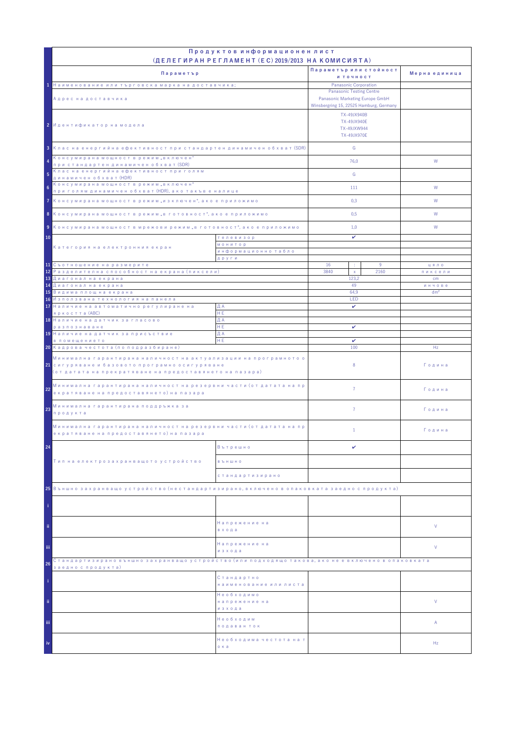# Продуктов информационен лист

## (ДЕЛЕГИРАН РЕГЛАМЕНТ (ЕС) 2019/2013 НА КОМИСИЯТА)

| | Параметър | | Параметър или стойност и точност | | | Мерна единица |
|---|---|---|---|---|---|---|
| 1 | Наименование или търговска марка на доставчика: | | Panasonic Corporation | | | |
| | Адрес на доставчика | | Panasonic Testing Centre<br>Panasonic Marketing Europe GmbH<br>Winsbergring 15, 22525 Hamburg, Germany | | | |
| 2 | Идентификатор на модела | | TX-49JX940B<br>TX-49JX940E<br>TX-49JXW944<br>TX-49JX970E | | | |
| 3 | Клас на енергийна ефективност при стандартен динамичен обхват (SDR) | | G | | | |
| 4 | Консумирана мощност в режим „включен" при стандартен динамичен обхват (SDR) | | 76,0 | | | W |
| 5 | Клас на енергийна ефективност при голям динамичен обхват (HDR) | | G | | | |
| 6 | Консумирана мощност в режим „включен" при голям динамичен обхват (HDR), ако такъв е налице | | 111 | | | W |
| 7 | Консумирана мощност в режим „изключен", ако е приложимо | | 0,3 | | | W |
| 8 | Консумирана мощност в режим „в готовност", ако е приложимо | | 0,5 | | | W |
| 9 | Консумирана мощност в мрежови режим „в готовност", ако е приложимо | | 1,0 | | | W |
| 10 | Категория на електронния екран | телевизор | ✔ | | | |
| | | монитор | | | | |
| | | информационно табло | | | | |
| | | други | | | | |
| 11 | Съотношение на размерите | | 16 | : | 9 | цяло |
| 12 | Разделителна способност на екрана (пиксели) | | 3840 | x | 2160 | пиксели |
| 13 | Диагонал на екрана | | 123,2 | | | cm |
| 14 | Диагонал на екрана | | 49 | | | инчове |
| 15 | Видима площ на екрана | | 64,9 | | | dm² |
| 16 | Използвана технология на панела | | LED | | | |
| 17 | Наличие на автоматично регулиране на яркостта (ABC) | ДА | ✔ | | | |
| | | НЕ | | | | |
| 18 | Наличие на датчик за гласово разпознаване | ДА | | | | |
| | | НЕ | ✔ | | | |
| 19 | Наличие на датчик за присъствие в помещението | ДА | | | | |
| | | НЕ | ✔ | | | |
| 20 | Кадрова честота (по подразбиране) | | 100 | | | Hz |
| 21 | Минимална гарантирана наличност на актуализации на програмното осигуряване и базовото програмно осигуряване (от датата на прекратяване на предоставянето на пазара) | | 8 | | | Година |
| 22 | Минимална гарантирана наличност на резервни части (от датата на прекратяване на предоставянето) на пазара | | 7 | | | Година |
| 23 | Минимална гарантирана поддръжка за продукта | | 7 | | | Година |
| | Минимална гарантирана наличност на резервни части (от датата на прекратяване на предоставянето) на пазара | | 1 | | | Година |
| 24 | Тип на електрозахранващото устройство | Вътрешно | ✔ | | | |
| | | външно | | | | |
| | | стандартизирано | | | | |
| 25 | Външно захранващо устройство (нестандартизирано, включено в опаковката заедно с продукта) | | | | | |
| i | | | | | | |
| ii | | Напрежение на входа | | | | V |
| iii | | Напрежение на изхода | | | | V |
| 26 | Стандартизирано външно захранващо устройство (или подходящо такова, ако не е включено в опаковката заедно с продукта) | | | | | |
| i | | Стандартно наименование или листа | | | | |
| ii | | Необходимо напрежение на изхода | | | | V |
| iii | | Необходим подаван ток | | | | A |
| iv | | Необходима честота на тока | | | | Hz |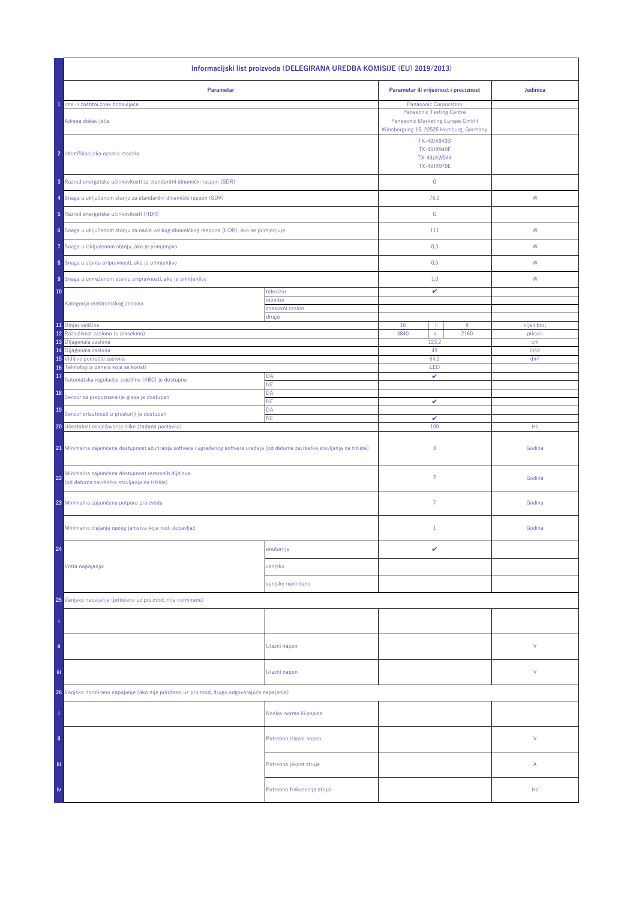| | Informacijski list proizvoda (DELEGIRANA UREDBA KOMISIJE (EU) 2019/2013) | | | | | |
|---|---|---|---|---|---|---|
| | **Parametar** | | **Parametar ili vrijednost i preciznost** | | | **Jedinica** |
| 1 | Ime ili zaštitni znak dobavljača | | Panasonic Corporation | | | |
| | Adresa dobavljača | | Panasonic Testing Centre<br>Panasonic Marketing Europe GmbH<br>Winsbergring 15, 22525 Hamburg, Germany | | | |
| 2 | Identifikacijska oznaka modela | | TX-49JX940B<br>TX-49JX940E<br>TX-49JXW944<br>TX-49JX970E | | | |
| 3 | Razred energetske učinkovitosti za standardni dinamički raspon (SDR) | | G | | | |
| 4 | Snaga u uključenom stanju za standardni dinamički raspon (SDR) | | 76,0 | | | W |
| 5 | Razred energetske učinkovitosti (HDR) | | G | | | |
| 6 | Snaga u uključenom stanju za način velikog dinamičkog raspona (HDR), ako se primjenjuje | | 111 | | | W |
| 7 | Snaga u isključenom stanju, ako je primjenjivo | | 0,3 | | | W |
| 8 | Snaga u stanju pripravnosti, ako je primjenjivo | | 0,5 | | | W |
| 9 | Snaga u umreženom stanju pripravnosti, ako je primjenjivo | | 1,0 | | | W |
| 10 | Kategorija elektroničkog zaslona | televizor | ✔ | | | |
| | | monitor | | | | |
| | | znakovni zaslon | | | | |
| | | drugo | | | | |
| 11 | Omjer veličine | | 16 | : | 9 | cijeli broj |
| 12 | Razlučivost zaslona (u pikselima) | | 3840 | x | 2160 | pikseli |
| 13 | Dijagonala zaslona | | 123,2 | | | cm |
| 14 | Dijagonala zaslona | | 49 | | | inča |
| 15 | Vidljivo područje zaslona | | 64,9 | | | dm² |
| 16 | Tehnologija panela koja se koristi | | LED | | | |
| 17 | Automatska regulacija svjetline (ABC) je dostupna | DA | ✔ | | | |
| | | NE | | | | |
| 18 | Senzor za prepoznavanje glasa je dostupan | DA | | | | |
| | | NE | ✔ | | | |
| 19 | Senzor prisutnosti u prostoriji je dostupan | DA | | | | |
| | | NE | ✔ | | | |
| 20 | Učestalost osvježavanja slike (zadana postavka) | | 100 | | | Hz |
| 21 | Minimalna zajamčena dostupnost ažuriranja softvera i ugrađenog softvera uređaja (od datuma završetka stavljanja na tržište) | | 8 | | | Godina |
| 22 | Minimalna zajamčena dostupnost rezervnih dijelova (od datuma završetka stavljanja na tržište) | | 7 | | | Godina |
| 23 | Minimalna zajamčena potpora proizvodu | | 7 | | | Godina |
| | Minimalno trajanje općeg jamstva koje nudi dobavljač | | 1 | | | Godina |
| 24 | Vrsta napajanja: | unutarnje | ✔ | | | |
| | | vanjsko | | | | |
| | | vanjsko normirano | | | | |
| 25 | Vanjsko napajanje (priloženo uz proizvod, nije normirano) | | | | | |
| i | | | | | | |
| ii | | Ulazni napon | | | | V |
| iii | | Izlazni napon | | | | V |
| 26 | Vanjsko normirano napajanje (ako nije priloženo uz proizvod, drugo odgovarajuće napajanje) | | | | | |
| i | | Naslov norme ili popisa | | | | |
| ii | | Potreban izlazni napon | | | | V |
| iii | | Potrebna jakost struje | | | | A |
| iv | | Potrebna frekvencija struje | | | | Hz |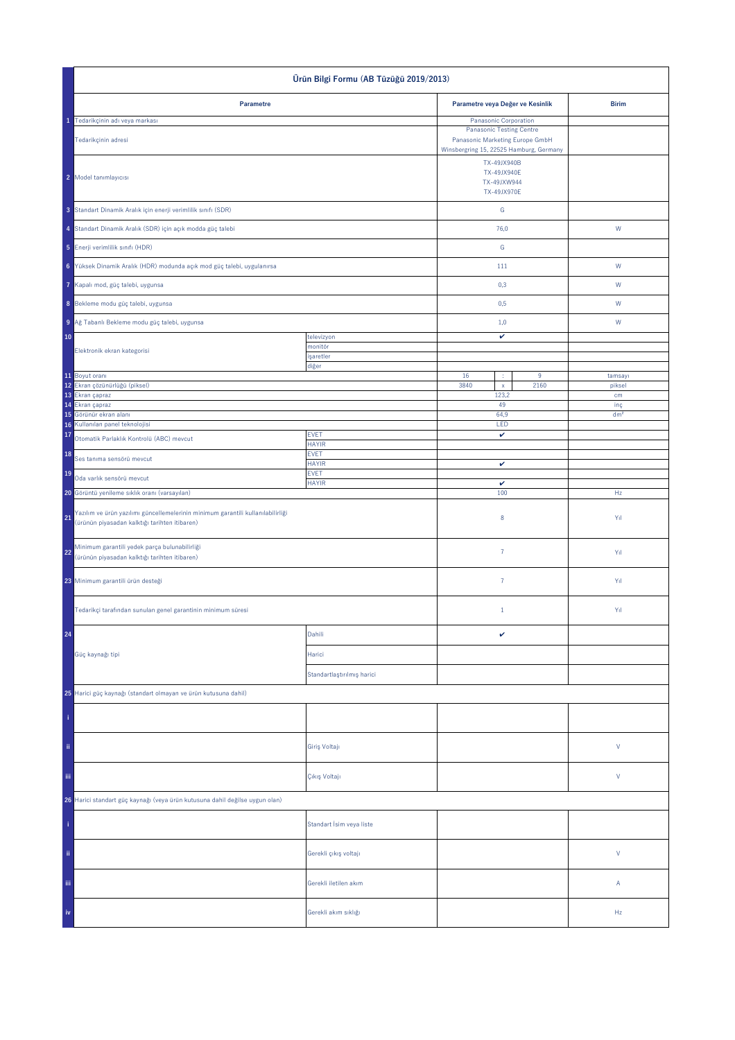# Ürün Bilgi Formu (AB Tüzüğü 2019/2013)

| | Parametre | | Parametre veya Değer ve Kesinlik | | | Birim |
|---|---|---|---|---|---|---|
| 1 | Tedarikçinin adı veya markası | | Panasonic Corporation | | | |
| | Tedarikçinin adresi | | Panasonic Testing Centre Panasonic Marketing Europe GmbH Winsbergring 15, 22525 Hamburg, Germany | | | |
| 2 | Model tanımlayıcısı | | TX-49JX940B TX-49JX940E TX-49JXW944 TX-49JX970E | | | |
| 3 | Standart Dinamik Aralık için enerji verimlilik sınıfı (SDR) | | G | | | |
| 4 | Standart Dinamik Aralık (SDR) için açık modda güç talebi | | 76,0 | | | W |
| 5 | Enerji verimlilik sınıfı (HDR) | | G | | | |
| 6 | Yüksek Dinamik Aralık (HDR) modunda açık mod güç talebi, uygulanırsa | | 111 | | | W |
| 7 | Kapalı mod, güç talebi, uygunsa | | 0,3 | | | W |
| 8 | Bekleme modu güç talebi, uygunsa | | 0,5 | | | W |
| 9 | Ağ Tabanlı Bekleme modu güç talebi, uygunsa | | 1,0 | | | W |
| 10 | Elektronik ekran kategorisi | televizyon | ✔ | | | |
| | | monitör | | | | |
| | | işaretler | | | | |
| | | diğer | | | | |
| 11 | Boyut oranı | | 16 | : | 9 | tamsayı |
| 12 | Ekran çözünürlüğü (piksel) | | 3840 | x | 2160 | piksel |
| 13 | Ekran çapraz | | 123,2 | | | cm |
| 14 | Ekran çapraz | | 49 | | | inç |
| 15 | Görünür ekran alanı | | 64,9 | | | dm² |
| 16 | Kullanılan panel teknolojisi | | LED | | | |
| 17 | Otomatik Parlaklık Kontrolü (ABC) mevcut | EVET | ✔ | | | |
| | | HAYIR | | | | |
| 18 | Ses tanıma sensörü mevcut | EVET | | | | |
| | | HAYIR | ✔ | | | |
| 19 | Oda varlık sensörü mevcut | EVET | | | | |
| | | HAYIR | ✔ | | | |
| 20 | Görüntü yenileme sıklık oranı (varsayılan) | | 100 | | | Hz |
| 21 | Yazılım ve ürün yazılımı güncellemelerinin minimum garantili kullanılabilirliği (ürünün piyasadan kalktığı tarihten itibaren) | | 8 | | | Yıl |
| 22 | Minimum garantili yedek parça bulunabilirliği (ürünün piyasadan kalktığı tarihten itibaren) | | 7 | | | Yıl |
| 23 | Minimum garantili ürün desteği | | 7 | | | Yıl |
| | Tedarikçi tarafından sunulan genel garantinin minimum süresi | | 1 | | | Yıl |
| 24 | Güç kaynağı tipi | Dahili | ✔ | | | |
| | | Harici | | | | |
| | | Standartlaştırılmış harici | | | | |
| 25 | Harici güç kaynağı (standart olmayan ve ürün kutusuna dahil) | | | | | |
| i | | | | | | |
| ii | | Giriş Voltajı | | | | V |
| iii | | Çıkış Voltajı | | | | V |
| 26 | Harici standart güç kaynağı (veya ürün kutusuna dahil değilse uygun olan) | | | | | |
| i | | Standart İsim veya liste | | | | |
| ii | | Gerekli çıkış voltajı | | | | V |
| iii | | Gerekli iletilen akım | | | | A |
| iv | | Gerekli akım sıklığı | | | | Hz |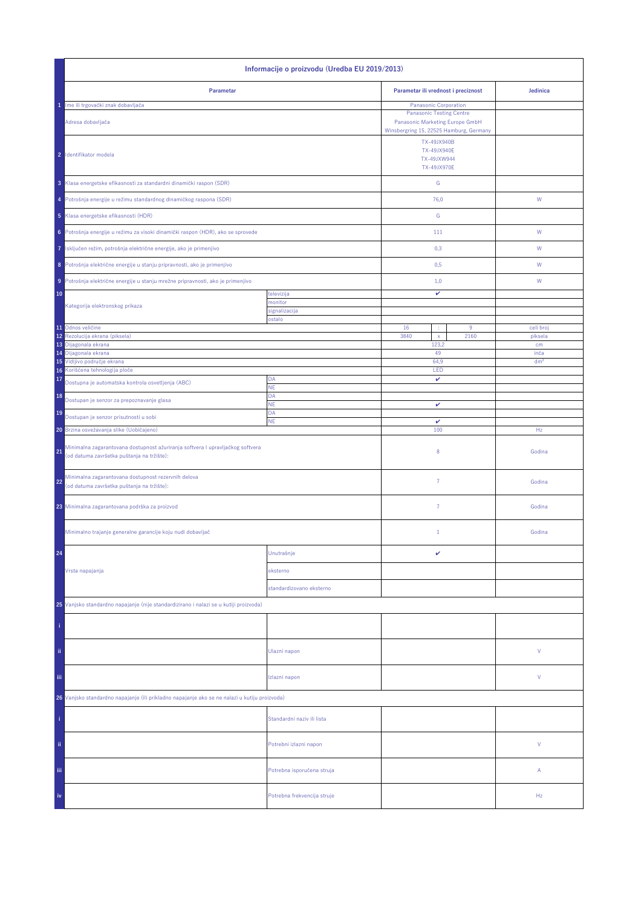| | Informacije o proizvodu (Uredba EU 2019/2013) | | | |
|---|---|---|---|---|
| | **Parametar** | | **Parametar ili vrednost i preciznost** | **Jedinica** |
| 1 | Ime ili trgovački znak dobavljača | | Panasonic Corporation | |
| | Adresa dobavljača | | Panasonic Testing Centre<br>Panasonic Marketing Europe GmbH<br>Winsbergring 15, 22525 Hamburg, Germany | |
| 2 | Identifikator modela | | TX-49JX940B<br>TX-49JX940E<br>TX-49JXW944<br>TX-49JX970E | |
| 3 | Klasa energetske efikasnosti za standardni dinamički raspon (SDR) | | G | |
| 4 | Potrošnja energije u režimu standardnog dinamičkog raspona (SDR) | | 76,0 | W |
| 5 | Klasa energetske efikasnosti (HDR) | | G | |
| 6 | Potrošnja energije u režimu za visoki dinamički raspon (HDR), ako se sprovede | | 111 | W |
| 7 | Isključen režim, potrošnja električne energije, ako je primenjivo | | 0,3 | W |
| 8 | Potrošnja električne energije u stanju pripravnosti, ako je primenjivo | | 0,5 | W |
| 9 | Potrošnja električne energije u stanju mrežne pripravnosti, ako je primenjivo | | 1,0 | W |
| 10 | Kategorija elektronskog prikaza | televizija | ✔ | |
| | | monitor | | |
| | | signalizacija | | |
| | | ostalo | | |
| 11 | Odnos veličine | | 16 : 9 | celi broj |
| 12 | Rezolucija ekrana (piksela) | | 3840 x 2160 | piksela |
| 13 | Dijagonala ekrana | | 123,2 | cm |
| 14 | Dijagonala ekrana | | 49 | inča |
| 15 | Vidljivo područje ekrana | | 64,9 | dm² |
| 16 | Korišćena tehnologija ploče | | LED | |
| 17 | Dostupna je automatska kontrola osvetljenja (ABC) | DA | ✔ | |
| | | NE | | |
| 18 | Dostupan je senzor za prepoznavanje glasa | DA | | |
| | | NE | ✔ | |
| 19 | Dostupan je senzor prisutnosti u sobi | DA | | |
| | | NE | ✔ | |
| 20 | Brzina osvežavanja slike (Uobičajeno) | | 100 | Hz |
| 21 | Minimalna zagarantovana dostupnost ažuriranja softvera i upravljačkog softvera (od datuma završetka puštanja na tržište): | | 8 | Godina |
| 22 | Minimalna zagarantovana dostupnost rezervnih delova (od datuma završetka puštanja na tržište): | | 7 | Godina |
| 23 | Minimalna zagarantovana podrška za proizvod | | 7 | Godina |
| | Minimalno trajanje generalne garancije koju nudi dobavljač | | 1 | Godina |
| 24 | Vrsta napajanja | Unutrašnje | ✔ | |
| | | eksterno | | |
| | | standardizovano eksterno | | |
| 25 | Vanjsko standardno napajanje (nije standardizirano i nalazi se u kutiji proizvoda) | | | |
| i | | | | |
| ii | | Ulazni napon | | V |
| iii | | Izlazni napon | | V |
| 26 | Vanjsko standardno napajanje (ili prikladno napajanje ako se ne nalazi u kutiju proizvoda) | | | |
| i | | Standardni naziv ili lista | | |
| ii | | Potrebni izlazni napon | | V |
| iii | | Potrebna isporučena struja | | A |
| iv | | Potrebna frekvencija struje | | Hz |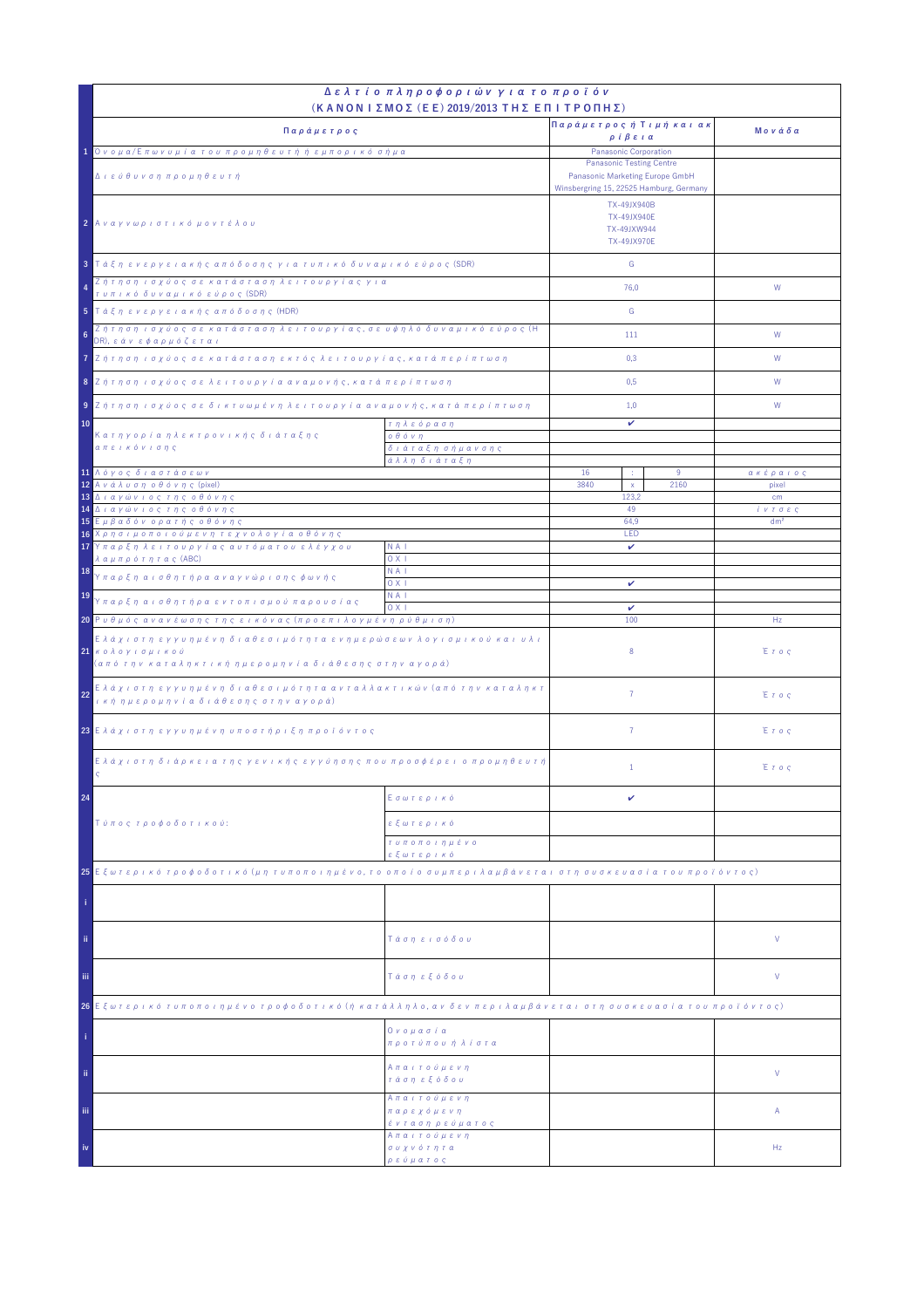# Δελτίο πληροφοριών για το προϊόν

## (ΚΑΝΟΝΙΣΜΟΣ (ΕΕ) 2019/2013 ΤΗΣ ΕΠΙΤΡΟΠΗΣ)

| | Παράμετρος | | Παράμετρος ή Τιμή και ακρίβεια | | | Μονάδα |
|---|---|---|---|---|---|---|
| 1 | Ονομα/Επωνυμία του προμηθευτή ή εμπορικό σήμα | | Panasonic Corporation | | | |
| | Διεύθυνση προμηθευτή | | Panasonic Testing Centre<br>Panasonic Marketing Europe GmbH<br>Winsbergring 15, 22525 Hamburg, Germany | | | |
| 2 | Αναγνωριστικό μοντέλου | | TX-49JX940B<br>TX-49JX940E<br>TX-49JXW944<br>TX-49JX970E | | | |
| 3 | Τάξη ενεργειακής απόδοσης για τυπικό δυναμικό εύρος (SDR) | | G | | | |
| 4 | Ζήτηση ισχύος σε κατάσταση λειτουργίας για τυπικό δυναμικό εύρος (SDR) | | 76,0 | | | W |
| 5 | Τάξη ενεργειακής απόδοσης (HDR) | | G | | | |
| 6 | Ζήτηση ισχύος σε κατάσταση λειτουργίας, σε υψηλό δυναμικό εύρος (HDR), εάν εφαρμόζεται | | 111 | | | W |
| 7 | Ζήτηση ισχύος σε κατάσταση εκτός λειτουργίας, κατά περίπτωση | | 0,3 | | | W |
| 8 | Ζήτηση ισχύος σε λειτουργία αναμονής, κατά περίπτωση | | 0,5 | | | W |
| 9 | Ζήτηση ισχύος σε δικτυωμένη λειτουργία αναμονής, κατά περίπτωση | | 1,0 | | | W |
| 10 | Κατηγορία ηλεκτρονικής διάταξης απεικόνισης | τηλεόραση | ✔ | | | |
| | | οθόνη | | | | |
| | | διάταξη σήμανσης | | | | |
| | | άλλη διάταξη | | | | |
| 11 | Λόγος διαστάσεων | | 16 | : | 9 | ακέραιος |
| 12 | Ανάλυση οθόνης (pixel) | | 3840 | x | 2160 | pixel |
| 13 | Διαγώνιος της οθόνης | | 123,2 | | | cm |
| 14 | Διαγώνιος της οθόνης | | 49 | | | ίντσες |
| 15 | Εμβαδόν ορατής οθόνης | | 64,9 | | | dm² |
| 16 | Χρησιμοποιούμενη τεχνολογία οθόνης | | LED | | | |
| 17 | Υπαρξη λειτουργίας αυτόματου ελέγχου λαμπρότητας (ABC) | ΝΑΙ | ✔ | | | |
| | | ΟΧΙ | | | | |
| 18 | Υπαρξη αισθητήρα αναγνώρισης φωνής | ΝΑΙ | | | | |
| | | ΟΧΙ | ✔ | | | |
| 19 | Υπαρξη αισθητήρα εντοπισμού παρουσίας | ΝΑΙ | | | | |
| | | ΟΧΙ | ✔ | | | |
| 20 | Ρυθμός ανανέωσης της εικόνας (προεπιλογμένη ρύθμιση) | | 100 | | | Hz |
| 21 | Ελάχιστη εγγυημένη διαθεσιμότητα ενημερώσεων λογισμικού και υλικολογισμικού (από την καταληκτική ημερομηνία διάθεσης στην αγορά) | | 8 | | | Έτος |
| 22 | Ελάχιστη εγγυημένη διαθεσιμότητα ανταλλακτικών (από την καταληκτική ημερομηνία διάθεσης στην αγορά) | | 7 | | | Έτος |
| 23 | Ελάχιστη εγγυημένη υποστήριξη προϊόντος | | 7 | | | Έτος |
| | Ελάχιστη διάρκεια της γενικής εγγύησης που προσφέρει ο προμηθευτής | | 1 | | | Έτος |
| 24 | Τύπος τροφοδοτικού: | Εσωτερικό | ✔ | | | |
| | | εξωτερικό | | | | |
| | | τυποποιημένο εξωτερικό | | | | |
| 25 | Εξωτερικό τροφοδοτικό (μη τυποποιημένο, το οποίο συμπεριλαμβάνεται στη συσκευασία του προϊόντος) | | | | | |
| i | | | | | | |
| ii | | Τάση εισόδου | | | | V |
| iii | | Τάση εξόδου | | | | V |
| 26 | Εξωτερικό τυποποιημένο τροφοδοτικό (ή κατάλληλο, αν δεν περιλαμβάνεται στη συσκευασία του προϊόντος) | | | | | |
| i | | Ονομασία προτύπου ή λίστα | | | | |
| ii | | Απαιτούμενη τάση εξόδου | | | | V |
| iii | | Απαιτούμενη παρεχόμενη ένταση ρεύματος | | | | A |
| iv | | Απαιτούμενη συχνότητα ρεύματος | | | | Hz |